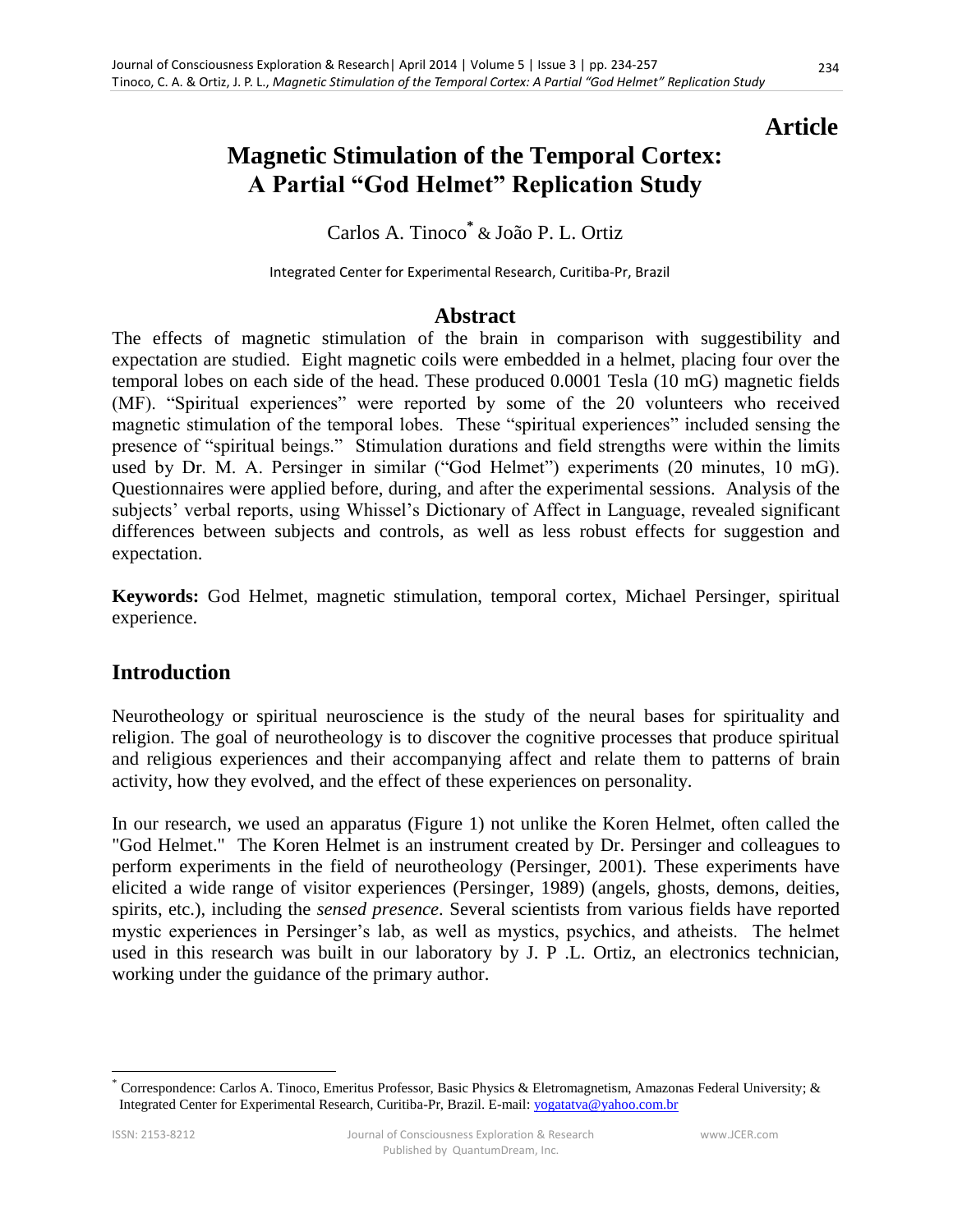**Article**

# Magnetic Stimulation of the Temporal Cortex: A Partial "God Helmet" Replication Study

Carlos A. Tinoco[*] & João P. L. Ortiz

Integrated Center for Experimental Research, Curitiba-Pr, Brazil

## Abstract

The effects of magnetic stimulation of the brain in comparison with suggestibility and expectation are studied. Eight magnetic coils were embedded in a helmet, placing four over the temporal lobes on each side of the head. These produced 0.0001 Tesla (10 mG) magnetic fields (MF). "Spiritual experiences" were reported by some of the 20 volunteers who received magnetic stimulation of the temporal lobes. These "spiritual experiences" included sensing the presence of "spiritual beings." Stimulation durations and field strengths were within the limits used by Dr. M. A. Persinger in similar ("God Helmet") experiments (20 minutes, 10 mG). Questionnaires were applied before, during, and after the experimental sessions. Analysis of the subjects' verbal reports, using Whissel's Dictionary of Affect in Language, revealed significant differences between subjects and controls, as well as less robust effects for suggestion and expectation.

**Keywords:** God Helmet, magnetic stimulation, temporal cortex, Michael Persinger, spiritual experience.

## Introduction

Neurotheology or spiritual neuroscience is the study of the neural bases for spirituality and religion. The goal of neurotheology is to discover the cognitive processes that produce spiritual and religious experiences and their accompanying affect and relate them to patterns of brain activity, how they evolved, and the effect of these experiences on personality.

In our research, we used an apparatus (Figure 1) not unlike the Koren Helmet, often called the "God Helmet." The Koren Helmet is an instrument created by Dr. Persinger and colleagues to perform experiments in the field of neurotheology (Persinger, 2001). These experiments have elicited a wide range of visitor experiences (Persinger, 1989) (angels, ghosts, demons, deities, spirits, etc.), including the *sensed presence*. Several scientists from various fields have reported mystic experiences in Persinger's lab, as well as mystics, psychics, and atheists. The helmet used in this research was built in our laboratory by J. P .L. Ortiz, an electronics technician, working under the guidance of the primary author.

[*] Correspondence: Carlos A. Tinoco, Emeritus Professor, Basic Physics & Eletromagnetism, Amazonas Federal University; & Integrated Center for Experimental Research, Curitiba-Pr, Brazil. E-mail: yogatatva@yahoo.com.br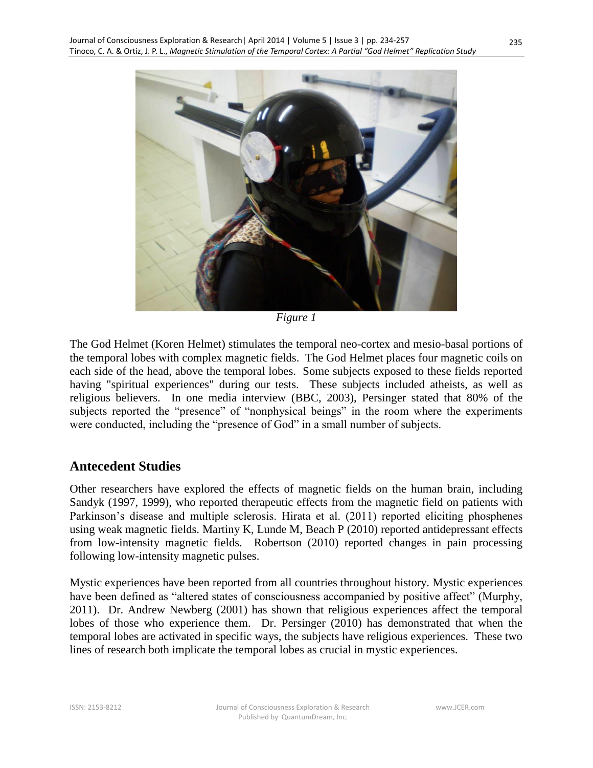*Figure 1*

The God Helmet (Koren Helmet) stimulates the temporal neo-cortex and mesio-basal portions of the temporal lobes with complex magnetic fields. The God Helmet places four magnetic coils on each side of the head, above the temporal lobes. Some subjects exposed to these fields reported having "spiritual experiences" during our tests. These subjects included atheists, as well as religious believers. In one media interview (BBC, 2003), Persinger stated that 80% of the subjects reported the "presence" of "nonphysical beings" in the room where the experiments were conducted, including the "presence of God" in a small number of subjects.

## Antecedent Studies

Other researchers have explored the effects of magnetic fields on the human brain, including Sandyk (1997, 1999), who reported therapeutic effects from the magnetic field on patients with Parkinson's disease and multiple sclerosis. Hirata et al. (2011) reported eliciting phosphenes using weak magnetic fields. Martiny K, Lunde M, Beach P (2010) reported antidepressant effects from low-intensity magnetic fields. Robertson (2010) reported changes in pain processing following low-intensity magnetic pulses.

Mystic experiences have been reported from all countries throughout history. Mystic experiences have been defined as "altered states of consciousness accompanied by positive affect" (Murphy, 2011). Dr. Andrew Newberg (2001) has shown that religious experiences affect the temporal lobes of those who experience them. Dr. Persinger (2010) has demonstrated that when the temporal lobes are activated in specific ways, the subjects have religious experiences. These two lines of research both implicate the temporal lobes as crucial in mystic experiences.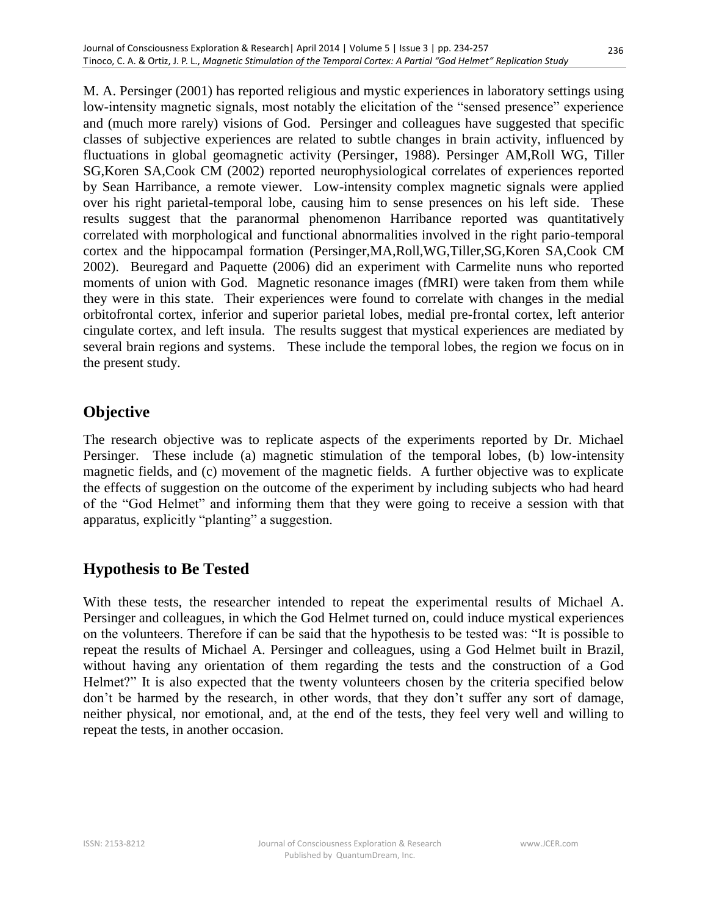M. A. Persinger (2001) has reported religious and mystic experiences in laboratory settings using low-intensity magnetic signals, most notably the elicitation of the "sensed presence" experience and (much more rarely) visions of God. Persinger and colleagues have suggested that specific classes of subjective experiences are related to subtle changes in brain activity, influenced by fluctuations in global geomagnetic activity (Persinger, 1988). Persinger AM,Roll WG, Tiller SG,Koren SA,Cook CM (2002) reported neurophysiological correlates of experiences reported by Sean Harribance, a remote viewer. Low-intensity complex magnetic signals were applied over his right parietal-temporal lobe, causing him to sense presences on his left side. These results suggest that the paranormal phenomenon Harribance reported was quantitatively correlated with morphological and functional abnormalities involved in the right pario-temporal cortex and the hippocampal formation (Persinger,MA,Roll,WG,Tiller,SG,Koren SA,Cook CM 2002). Beuregard and Paquette (2006) did an experiment with Carmelite nuns who reported moments of union with God. Magnetic resonance images (fMRI) were taken from them while they were in this state. Their experiences were found to correlate with changes in the medial orbitofrontal cortex, inferior and superior parietal lobes, medial pre-frontal cortex, left anterior cingulate cortex, and left insula. The results suggest that mystical experiences are mediated by several brain regions and systems. These include the temporal lobes, the region we focus on in the present study.

## Objective

The research objective was to replicate aspects of the experiments reported by Dr. Michael Persinger. These include (a) magnetic stimulation of the temporal lobes, (b) low-intensity magnetic fields, and (c) movement of the magnetic fields. A further objective was to explicate the effects of suggestion on the outcome of the experiment by including subjects who had heard of the "God Helmet" and informing them that they were going to receive a session with that apparatus, explicitly "planting" a suggestion.

## Hypothesis to Be Tested

With these tests, the researcher intended to repeat the experimental results of Michael A. Persinger and colleagues, in which the God Helmet turned on, could induce mystical experiences on the volunteers. Therefore if can be said that the hypothesis to be tested was: "It is possible to repeat the results of Michael A. Persinger and colleagues, using a God Helmet built in Brazil, without having any orientation of them regarding the tests and the construction of a God Helmet?" It is also expected that the twenty volunteers chosen by the criteria specified below don't be harmed by the research, in other words, that they don't suffer any sort of damage, neither physical, nor emotional, and, at the end of the tests, they feel very well and willing to repeat the tests, in another occasion.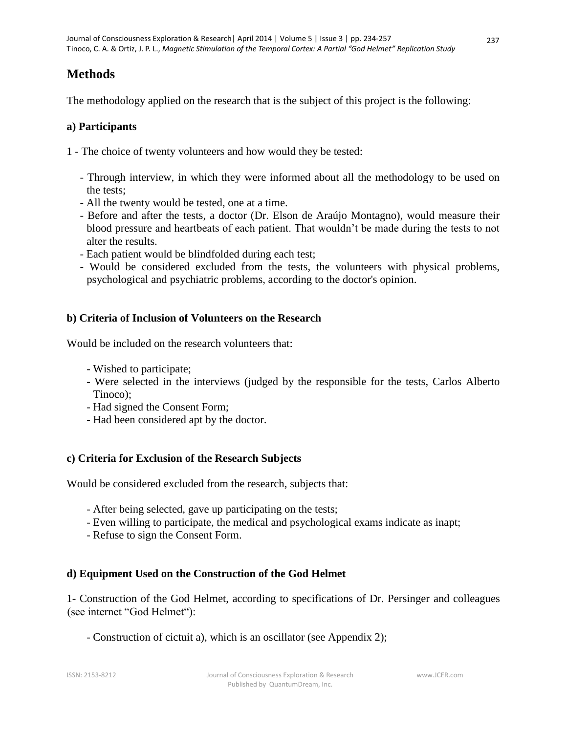## Methods

The methodology applied on the research that is the subject of this project is the following:

### a) Participants

1 - The choice of twenty volunteers and how would they be tested:

- Through interview, in which they were informed about all the methodology to be used on the tests;
- All the twenty would be tested, one at a time.
- Before and after the tests, a doctor (Dr. Elson de Araújo Montagno), would measure their blood pressure and heartbeats of each patient. That wouldn't be made during the tests to not alter the results.
- Each patient would be blindfolded during each test;
- Would be considered excluded from the tests, the volunteers with physical problems, psychological and psychiatric problems, according to the doctor's opinion.

### b) Criteria of Inclusion of Volunteers on the Research

Would be included on the research volunteers that:

- Wished to participate;
- Were selected in the interviews (judged by the responsible for the tests, Carlos Alberto Tinoco);
- Had signed the Consent Form;
- Had been considered apt by the doctor.

### c) Criteria for Exclusion of the Research Subjects

Would be considered excluded from the research, subjects that:

- After being selected, gave up participating on the tests;
- Even willing to participate, the medical and psychological exams indicate as inapt;
- Refuse to sign the Consent Form.

### d) Equipment Used on the Construction of the God Helmet

1- Construction of the God Helmet, according to specifications of Dr. Persinger and colleagues (see internet "God Helmet"):

- Construction of cictuit a), which is an oscillator (see Appendix 2);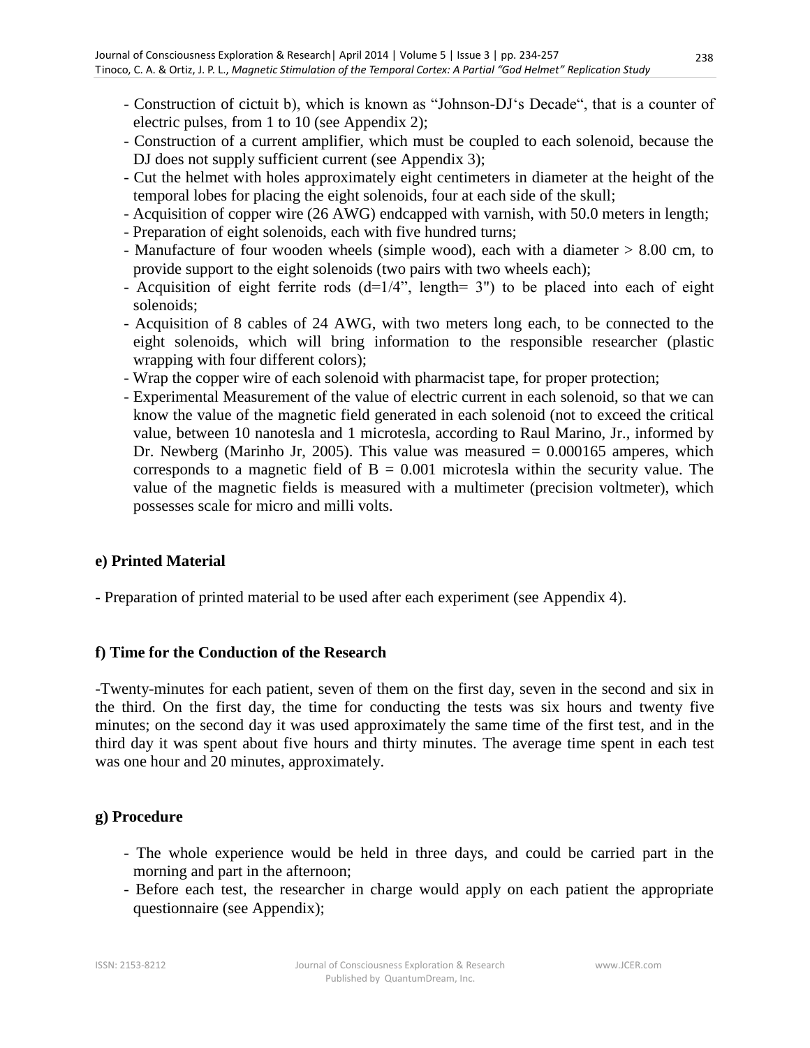- Construction of cictuit b), which is known as "Johnson-DJ's Decade", that is a counter of electric pulses, from 1 to 10 (see Appendix 2);
- Construction of a current amplifier, which must be coupled to each solenoid, because the DJ does not supply sufficient current (see Appendix 3);
- Cut the helmet with holes approximately eight centimeters in diameter at the height of the temporal lobes for placing the eight solenoids, four at each side of the skull;
- Acquisition of copper wire (26 AWG) endcapped with varnish, with 50.0 meters in length;
- Preparation of eight solenoids, each with five hundred turns;
- Manufacture of four wooden wheels (simple wood), each with a diameter > 8.00 cm, to provide support to the eight solenoids (two pairs with two wheels each);
- Acquisition of eight ferrite rods (d=1/4", length= 3") to be placed into each of eight solenoids;
- Acquisition of 8 cables of 24 AWG, with two meters long each, to be connected to the eight solenoids, which will bring information to the responsible researcher (plastic wrapping with four different colors);
- Wrap the copper wire of each solenoid with pharmacist tape, for proper protection;
- Experimental Measurement of the value of electric current in each solenoid, so that we can know the value of the magnetic field generated in each solenoid (not to exceed the critical value, between 10 nanotesla and 1 microtesla, according to Raul Marino, Jr., informed by Dr. Newberg (Marinho Jr, 2005). This value was measured = 0.000165 amperes, which corresponds to a magnetic field of B = 0.001 microtesla within the security value. The value of the magnetic fields is measured with a multimeter (precision voltmeter), which possesses scale for micro and milli volts.

**e) Printed Material**

- Preparation of printed material to be used after each experiment (see Appendix 4).

**f) Time for the Conduction of the Research**

-Twenty-minutes for each patient, seven of them on the first day, seven in the second and six in the third. On the first day, the time for conducting the tests was six hours and twenty five minutes; on the second day it was used approximately the same time of the first test, and in the third day it was spent about five hours and thirty minutes. The average time spent in each test was one hour and 20 minutes, approximately.

**g) Procedure**

- The whole experience would be held in three days, and could be carried part in the morning and part in the afternoon;
- Before each test, the researcher in charge would apply on each patient the appropriate questionnaire (see Appendix);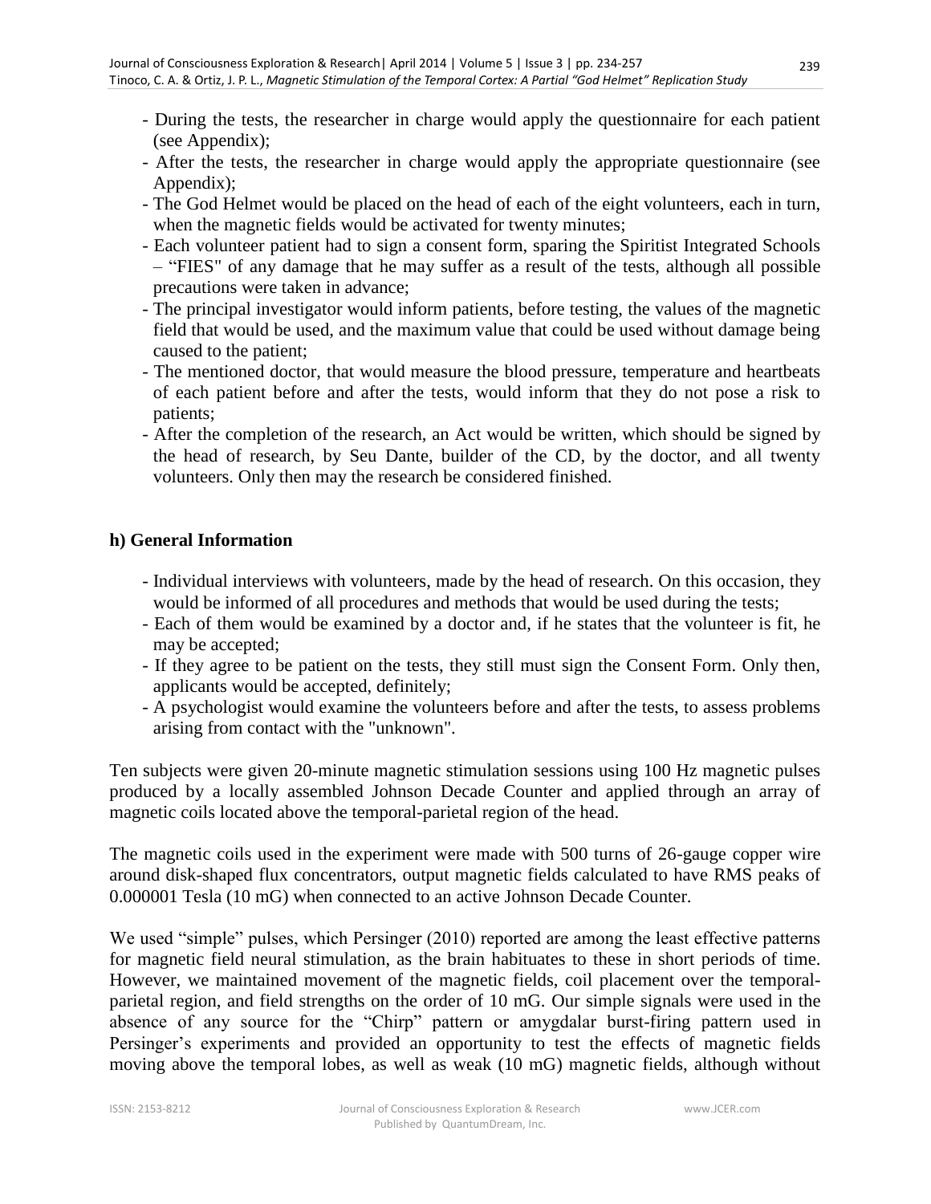- During the tests, the researcher in charge would apply the questionnaire for each patient (see Appendix);
- After the tests, the researcher in charge would apply the appropriate questionnaire (see Appendix);
- The God Helmet would be placed on the head of each of the eight volunteers, each in turn, when the magnetic fields would be activated for twenty minutes;
- Each volunteer patient had to sign a consent form, sparing the Spiritist Integrated Schools – "FIES" of any damage that he may suffer as a result of the tests, although all possible precautions were taken in advance;
- The principal investigator would inform patients, before testing, the values of the magnetic field that would be used, and the maximum value that could be used without damage being caused to the patient;
- The mentioned doctor, that would measure the blood pressure, temperature and heartbeats of each patient before and after the tests, would inform that they do not pose a risk to patients;
- After the completion of the research, an Act would be written, which should be signed by the head of research, by Seu Dante, builder of the CD, by the doctor, and all twenty volunteers. Only then may the research be considered finished.

**h) General Information**

- Individual interviews with volunteers, made by the head of research. On this occasion, they would be informed of all procedures and methods that would be used during the tests;
- Each of them would be examined by a doctor and, if he states that the volunteer is fit, he may be accepted;
- If they agree to be patient on the tests, they still must sign the Consent Form. Only then, applicants would be accepted, definitely;
- A psychologist would examine the volunteers before and after the tests, to assess problems arising from contact with the "unknown".

Ten subjects were given 20-minute magnetic stimulation sessions using 100 Hz magnetic pulses produced by a locally assembled Johnson Decade Counter and applied through an array of magnetic coils located above the temporal-parietal region of the head.

The magnetic coils used in the experiment were made with 500 turns of 26-gauge copper wire around disk-shaped flux concentrators, output magnetic fields calculated to have RMS peaks of 0.000001 Tesla (10 mG) when connected to an active Johnson Decade Counter.

We used "simple" pulses, which Persinger (2010) reported are among the least effective patterns for magnetic field neural stimulation, as the brain habituates to these in short periods of time. However, we maintained movement of the magnetic fields, coil placement over the temporal-parietal region, and field strengths on the order of 10 mG. Our simple signals were used in the absence of any source for the "Chirp" pattern or amygdalar burst-firing pattern used in Persinger's experiments and provided an opportunity to test the effects of magnetic fields moving above the temporal lobes, as well as weak (10 mG) magnetic fields, although without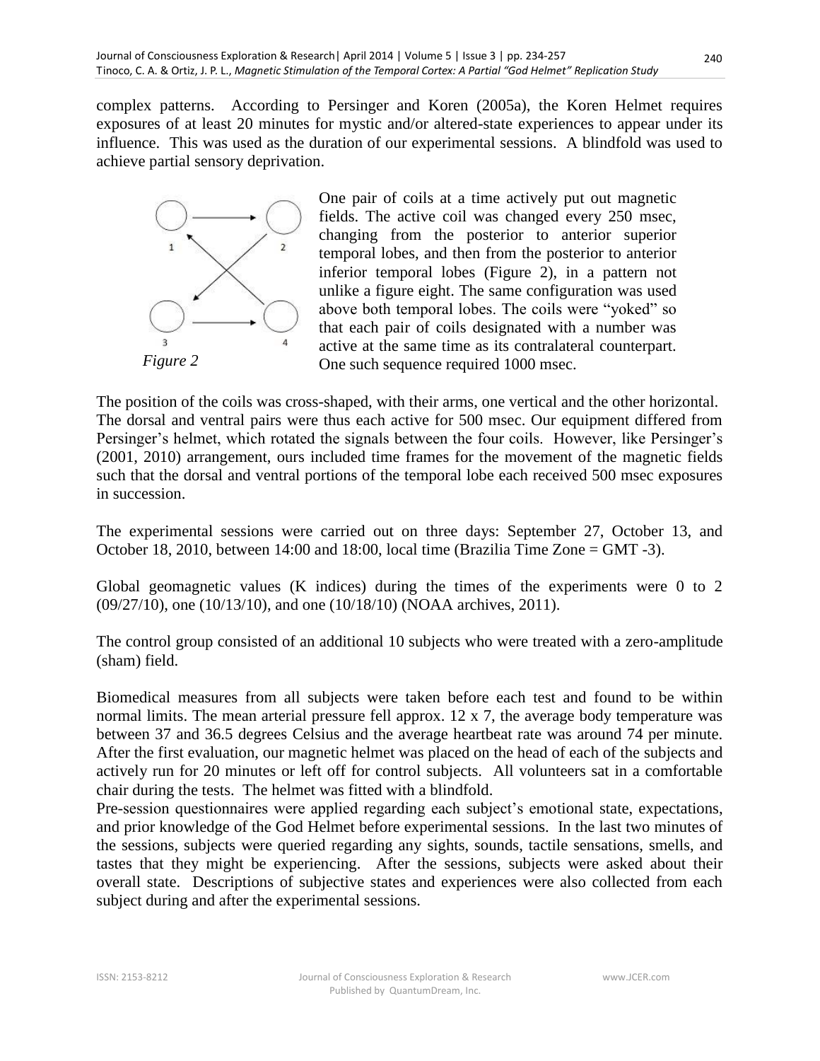complex patterns. According to Persinger and Koren (2005a), the Koren Helmet requires exposures of at least 20 minutes for mystic and/or altered-state experiences to appear under its influence. This was used as the duration of our experimental sessions. A blindfold was used to achieve partial sensory deprivation.

*Figure 2*

One pair of coils at a time actively put out magnetic fields. The active coil was changed every 250 msec, changing from the posterior to anterior superior temporal lobes, and then from the posterior to anterior inferior temporal lobes (Figure 2), in a pattern not unlike a figure eight. The same configuration was used above both temporal lobes. The coils were "yoked" so that each pair of coils designated with a number was active at the same time as its contralateral counterpart. One such sequence required 1000 msec.

The position of the coils was cross-shaped, with their arms, one vertical and the other horizontal. The dorsal and ventral pairs were thus each active for 500 msec. Our equipment differed from Persinger's helmet, which rotated the signals between the four coils. However, like Persinger's (2001, 2010) arrangement, ours included time frames for the movement of the magnetic fields such that the dorsal and ventral portions of the temporal lobe each received 500 msec exposures in succession.

The experimental sessions were carried out on three days: September 27, October 13, and October 18, 2010, between 14:00 and 18:00, local time (Brazilia Time Zone = GMT -3).

Global geomagnetic values (K indices) during the times of the experiments were 0 to 2 (09/27/10), one (10/13/10), and one (10/18/10) (NOAA archives, 2011).

The control group consisted of an additional 10 subjects who were treated with a zero-amplitude (sham) field.

Biomedical measures from all subjects were taken before each test and found to be within normal limits. The mean arterial pressure fell approx. 12 x 7, the average body temperature was between 37 and 36.5 degrees Celsius and the average heartbeat rate was around 74 per minute. After the first evaluation, our magnetic helmet was placed on the head of each of the subjects and actively run for 20 minutes or left off for control subjects. All volunteers sat in a comfortable chair during the tests. The helmet was fitted with a blindfold.

Pre-session questionnaires were applied regarding each subject's emotional state, expectations, and prior knowledge of the God Helmet before experimental sessions. In the last two minutes of the sessions, subjects were queried regarding any sights, sounds, tactile sensations, smells, and tastes that they might be experiencing. After the sessions, subjects were asked about their overall state. Descriptions of subjective states and experiences were also collected from each subject during and after the experimental sessions.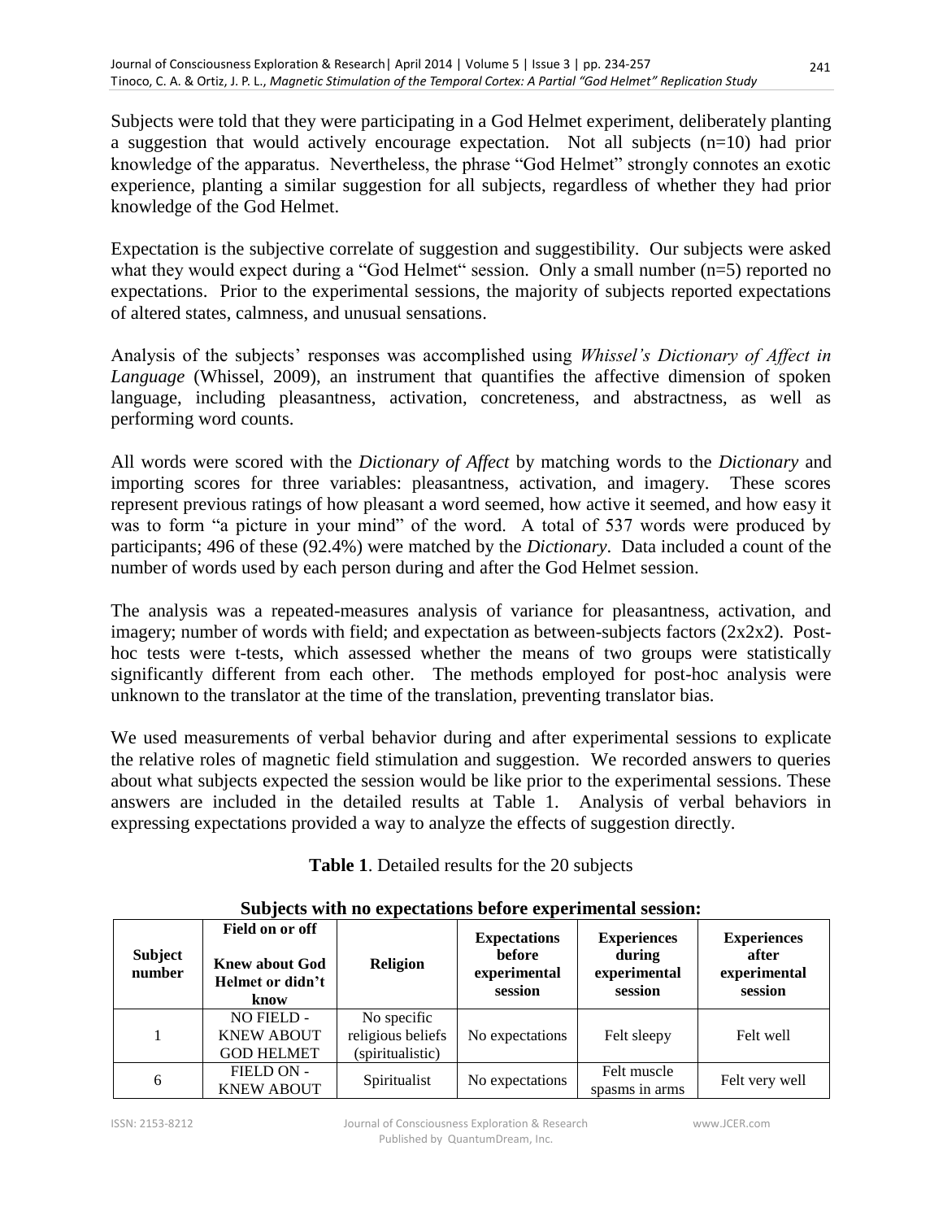Subjects were told that they were participating in a God Helmet experiment, deliberately planting a suggestion that would actively encourage expectation. Not all subjects (n=10) had prior knowledge of the apparatus. Nevertheless, the phrase "God Helmet" strongly connotes an exotic experience, planting a similar suggestion for all subjects, regardless of whether they had prior knowledge of the God Helmet.

Expectation is the subjective correlate of suggestion and suggestibility. Our subjects were asked what they would expect during a "God Helmet" session. Only a small number (n=5) reported no expectations. Prior to the experimental sessions, the majority of subjects reported expectations of altered states, calmness, and unusual sensations.

Analysis of the subjects' responses was accomplished using *Whissel's Dictionary of Affect in Language* (Whissel, 2009), an instrument that quantifies the affective dimension of spoken language, including pleasantness, activation, concreteness, and abstractness, as well as performing word counts.

All words were scored with the *Dictionary of Affect* by matching words to the *Dictionary* and importing scores for three variables: pleasantness, activation, and imagery. These scores represent previous ratings of how pleasant a word seemed, how active it seemed, and how easy it was to form "a picture in your mind" of the word. A total of 537 words were produced by participants; 496 of these (92.4%) were matched by the *Dictionary*. Data included a count of the number of words used by each person during and after the God Helmet session.

The analysis was a repeated-measures analysis of variance for pleasantness, activation, and imagery; number of words with field; and expectation as between-subjects factors (2x2x2). Post-hoc tests were t-tests, which assessed whether the means of two groups were statistically significantly different from each other. The methods employed for post-hoc analysis were unknown to the translator at the time of the translation, preventing translator bias.

We used measurements of verbal behavior during and after experimental sessions to explicate the relative roles of magnetic field stimulation and suggestion. We recorded answers to queries about what subjects expected the session would be like prior to the experimental sessions. These answers are included in the detailed results at Table 1. Analysis of verbal behaviors in expressing expectations provided a way to analyze the effects of suggestion directly.

**Table 1**. Detailed results for the 20 subjects

**Subjects with no expectations before experimental session:**

| Subject number | Field on or off<br><br>Knew about God Helmet or didn't know | Religion | Expectations before experimental session | Experiences during experimental session | Experiences after experimental session |
|---|---|---|---|---|---|
| 1 | NO FIELD - KNEW ABOUT GOD HELMET | No specific religious beliefs (spiritualistic) | No expectations | Felt sleepy | Felt well |
| 6 | FIELD ON - KNEW ABOUT | Spiritualist | No expectations | Felt muscle spasms in arms | Felt very well |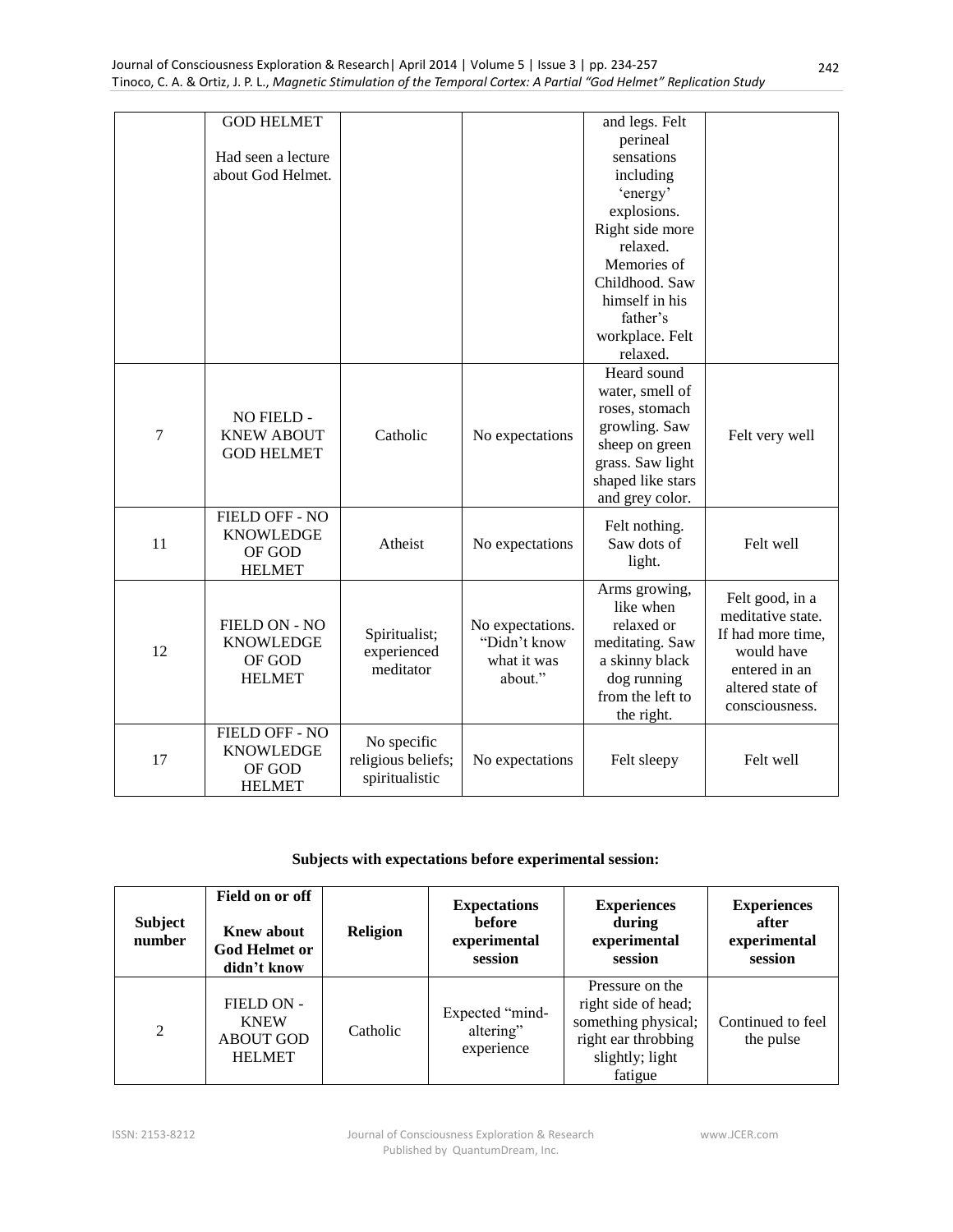| | GOD HELMET<br><br>Had seen a lecture about God Helmet. | | | and legs. Felt perineal sensations including 'energy' explosions. Right side more relaxed. Memories of Childhood. Saw himself in his father's workplace. Felt relaxed. | |
|---|---|---|---|---|---|
| 7 | NO FIELD - KNEW ABOUT GOD HELMET | Catholic | No expectations | Heard sound water, smell of roses, stomach growling. Saw sheep on green grass. Saw light shaped like stars and grey color. | Felt very well |
| 11 | FIELD OFF - NO KNOWLEDGE OF GOD HELMET | Atheist | No expectations | Felt nothing. Saw dots of light. | Felt well |
| 12 | FIELD ON - NO KNOWLEDGE OF GOD HELMET | Spiritualist; experienced meditator | No expectations. "Didn't know what it was about." | Arms growing, like when relaxed or meditating. Saw a skinny black dog running from the left to the right. | Felt good, in a meditative state. If had more time, would have entered in an altered state of consciousness. |
| 17 | FIELD OFF - NO KNOWLEDGE OF GOD HELMET | No specific religious beliefs; spiritualistic | No expectations | Felt sleepy | Felt well |

**Subjects with expectations before experimental session:**

| Subject number | Field on or off<br><br>Knew about God Helmet or didn't know | Religion | Expectations before experimental session | Experiences during experimental session | Experiences after experimental session |
|---|---|---|---|---|---|
| 2 | FIELD ON - KNEW ABOUT GOD HELMET | Catholic | Expected "mind-altering" experience | Pressure on the right side of head; something physical; right ear throbbing slightly; light fatigue | Continued to feel the pulse |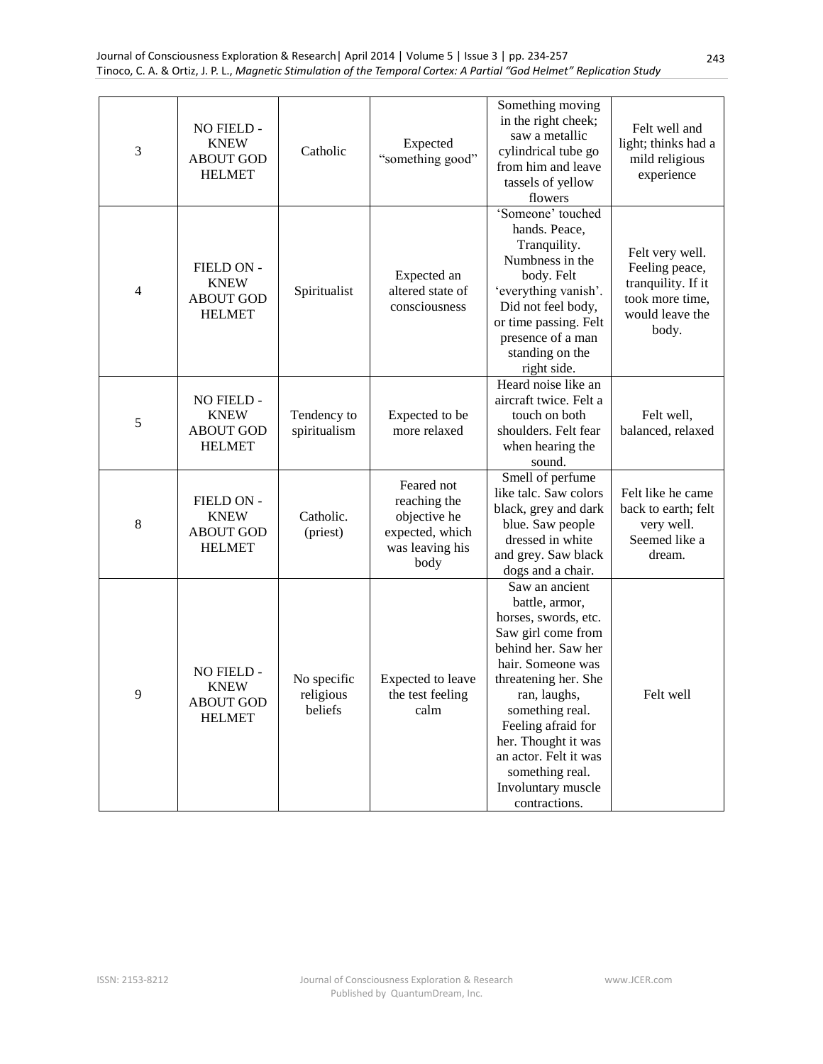| 3 | NO FIELD - KNEW ABOUT GOD HELMET | Catholic | Expected "something good" | Something moving in the right cheek; saw a metallic cylindrical tube go from him and leave tassels of yellow flowers | Felt well and light; thinks had a mild religious experience |
|---|---|---|---|---|---|
| 4 | FIELD ON - KNEW ABOUT GOD HELMET | Spiritualist | Expected an altered state of consciousness | 'Someone' touched hands. Peace, Tranquility. Numbness in the body. Felt 'everything vanish'. Did not feel body, or time passing. Felt presence of a man standing on the right side. | Felt very well. Feeling peace, tranquility. If it took more time, would leave the body. |
| 5 | NO FIELD - KNEW ABOUT GOD HELMET | Tendency to spiritualism | Expected to be more relaxed | Heard noise like an aircraft twice. Felt a touch on both shoulders. Felt fear when hearing the sound. | Felt well, balanced, relaxed |
| 8 | FIELD ON - KNEW ABOUT GOD HELMET | Catholic. (priest) | Feared not reaching the objective he expected, which was leaving his body | Smell of perfume like talc. Saw colors black, grey and dark blue. Saw people dressed in white and grey. Saw black dogs and a chair. | Felt like he came back to earth; felt very well. Seemed like a dream. |
| 9 | NO FIELD - KNEW ABOUT GOD HELMET | No specific religious beliefs | Expected to leave the test feeling calm | Saw an ancient battle, armor, horses, swords, etc. Saw girl come from behind her. Saw her hair. Someone was threatening her. She ran, laughs, something real. Feeling afraid for her. Thought it was an actor. Felt it was something real. Involuntary muscle contractions. | Felt well |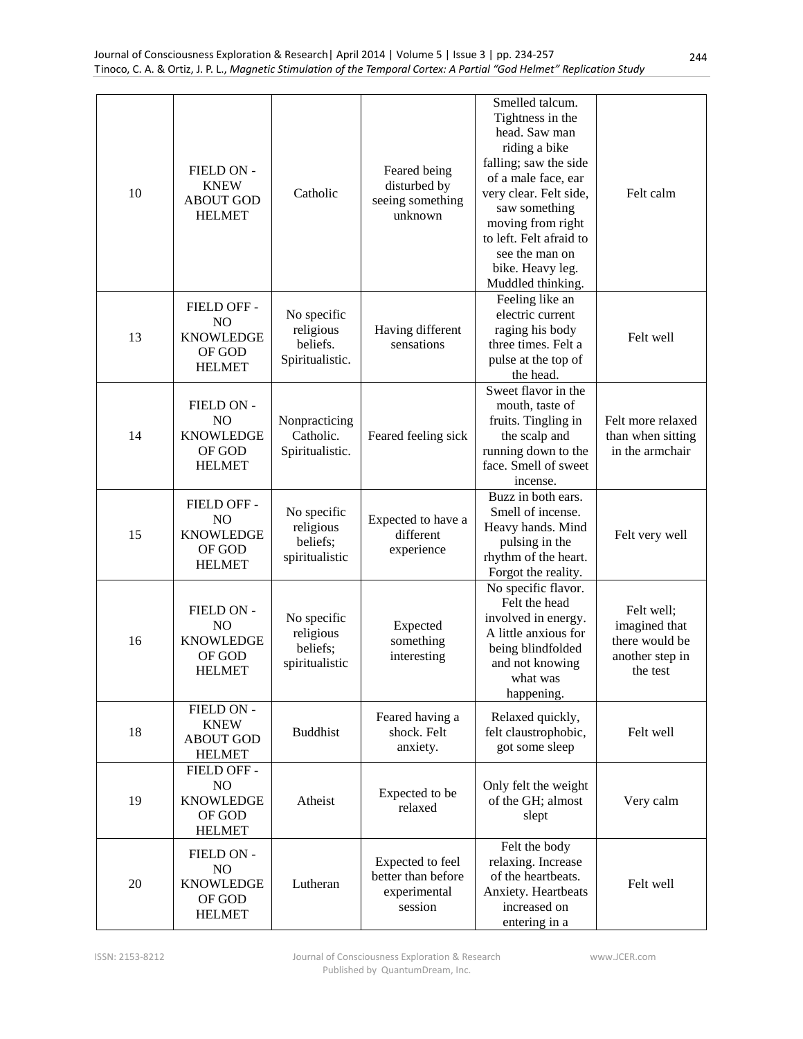| 10 | FIELD ON - KNEW ABOUT GOD HELMET | Catholic | Feared being disturbed by seeing something unknown | Smelled talcum. Tightness in the head. Saw man riding a bike falling; saw the side of a male face, ear very clear. Felt side, saw something moving from right to left. Felt afraid to see the man on bike. Heavy leg. Muddled thinking. | Felt calm |
|---|---|---|---|---|---|
| 13 | FIELD OFF - NO KNOWLEDGE OF GOD HELMET | No specific religious beliefs. Spiritualistic. | Having different sensations | Feeling like an electric current raging his body three times. Felt a pulse at the top of the head. | Felt well |
| 14 | FIELD ON - NO KNOWLEDGE OF GOD HELMET | Nonpracticing Catholic. Spiritualistic. | Feared feeling sick | Sweet flavor in the mouth, taste of fruits. Tingling in the scalp and running down to the face. Smell of sweet incense. | Felt more relaxed than when sitting in the armchair |
| 15 | FIELD OFF - NO KNOWLEDGE OF GOD HELMET | No specific religious beliefs; spiritualistic | Expected to have a different experience | Buzz in both ears. Smell of incense. Heavy hands. Mind pulsing in the rhythm of the heart. Forgot the reality. | Felt very well |
| 16 | FIELD ON - NO KNOWLEDGE OF GOD HELMET | No specific religious beliefs; spiritualistic | Expected something interesting | No specific flavor. Felt the head involved in energy. A little anxious for being blindfolded and not knowing what was happening. | Felt well; imagined that there would be another step in the test |
| 18 | FIELD ON - KNEW ABOUT GOD HELMET | Buddhist | Feared having a shock. Felt anxiety. | Relaxed quickly, felt claustrophobic, got some sleep | Felt well |
| 19 | FIELD OFF - NO KNOWLEDGE OF GOD HELMET | Atheist | Expected to be relaxed | Only felt the weight of the GH; almost slept | Very calm |
| 20 | FIELD ON - NO KNOWLEDGE OF GOD HELMET | Lutheran | Expected to feel better than before experimental session | Felt the body relaxing. Increase of the heartbeats. Anxiety. Heartbeats increased on entering in a | Felt well |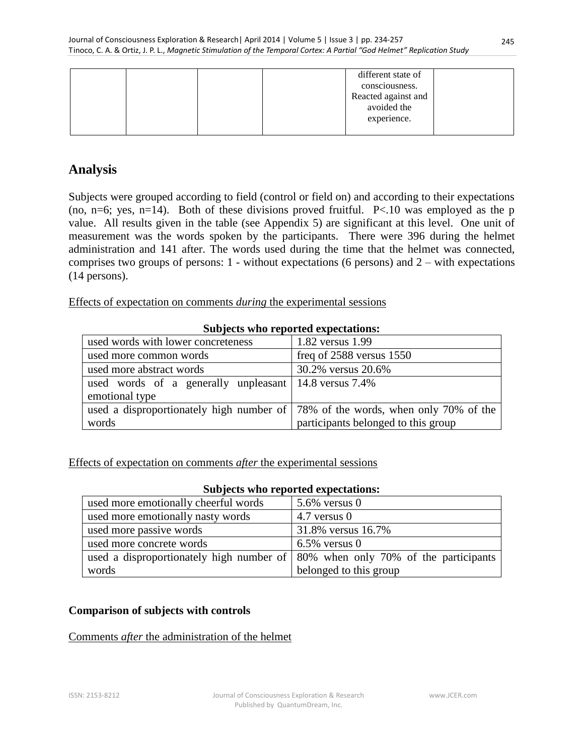| | | | | different state of consciousness. Reacted against and avoided the experience. | |
|---|---|---|---|---|---|

## Analysis

Subjects were grouped according to field (control or field on) and according to their expectations (no, n=6; yes, n=14). Both of these divisions proved fruitful. P<.10 was employed as the p value. All results given in the table (see Appendix 5) are significant at this level. One unit of measurement was the words spoken by the participants. There were 396 during the helmet administration and 141 after. The words used during the time that the helmet was connected, comprises two groups of persons: 1 - without expectations (6 persons) and 2 – with expectations (14 persons).

Effects of expectation on comments *during* the experimental sessions

**Subjects who reported expectations:**

| | |
|---|---|
| used words with lower concreteness | 1.82 versus 1.99 |
| used more common words | freq of 2588 versus 1550 |
| used more abstract words | 30.2% versus 20.6% |
| used words of a generally unpleasant emotional type | 14.8 versus 7.4% |
| used a disproportionately high number of words | 78% of the words, when only 70% of the participants belonged to this group |

Effects of expectation on comments *after* the experimental sessions

**Subjects who reported expectations:**

| | |
|---|---|
| used more emotionally cheerful words | 5.6% versus 0 |
| used more emotionally nasty words | 4.7 versus 0 |
| used more passive words | 31.8% versus 16.7% |
| used more concrete words | 6.5% versus 0 |
| used a disproportionately high number of words | 80% when only 70% of the participants belonged to this group |

**Comparison of subjects with controls**

Comments *after* the administration of the helmet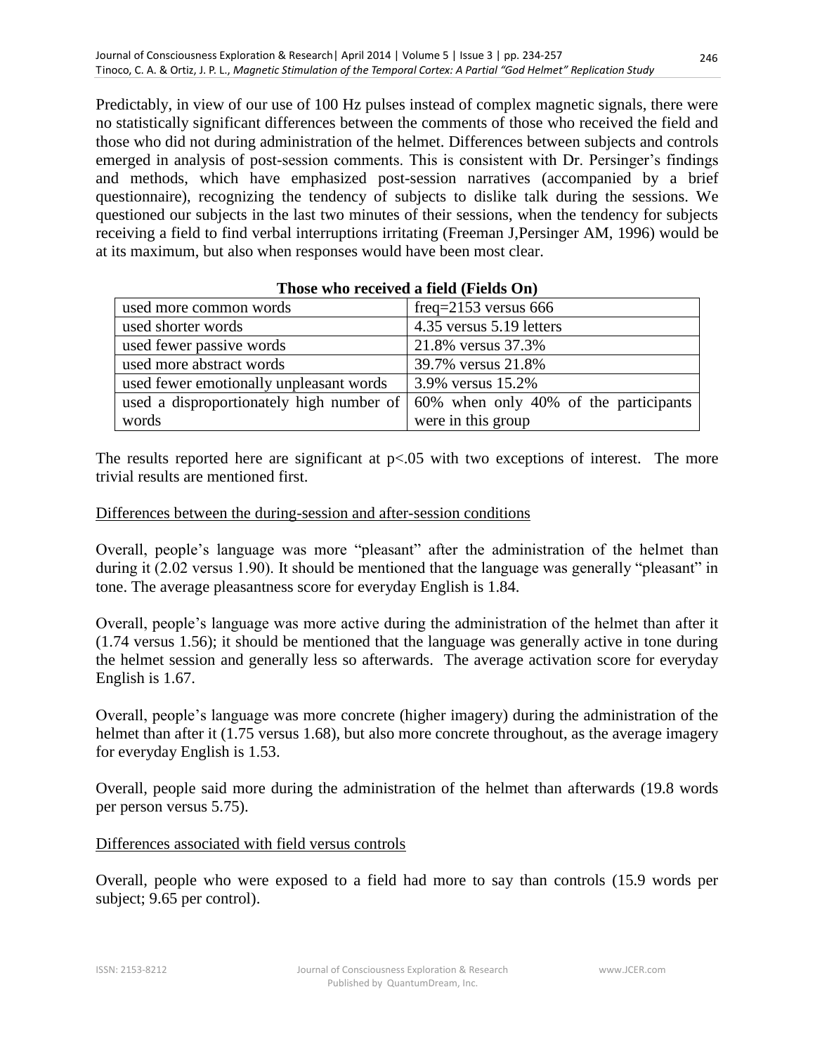Predictably, in view of our use of 100 Hz pulses instead of complex magnetic signals, there were no statistically significant differences between the comments of those who received the field and those who did not during administration of the helmet. Differences between subjects and controls emerged in analysis of post-session comments. This is consistent with Dr. Persinger's findings and methods, which have emphasized post-session narratives (accompanied by a brief questionnaire), recognizing the tendency of subjects to dislike talk during the sessions. We questioned our subjects in the last two minutes of their sessions, when the tendency for subjects receiving a field to find verbal interruptions irritating (Freeman J,Persinger AM, 1996) would be at its maximum, but also when responses would have been most clear.

**Those who received a field (Fields On)**

| | |
|---|---|
| used more common words | freq=2153 versus 666 |
| used shorter words | 4.35 versus 5.19 letters |
| used fewer passive words | 21.8% versus 37.3% |
| used more abstract words | 39.7% versus 21.8% |
| used fewer emotionally unpleasant words | 3.9% versus 15.2% |
| used a disproportionately high number of words | 60% when only 40% of the participants were in this group |

The results reported here are significant at $p<.05$ with two exceptions of interest. The more trivial results are mentioned first.

Differences between the during-session and after-session conditions

Overall, people's language was more "pleasant" after the administration of the helmet than during it (2.02 versus 1.90). It should be mentioned that the language was generally "pleasant" in tone. The average pleasantness score for everyday English is 1.84.

Overall, people's language was more active during the administration of the helmet than after it (1.74 versus 1.56); it should be mentioned that the language was generally active in tone during the helmet session and generally less so afterwards. The average activation score for everyday English is 1.67.

Overall, people's language was more concrete (higher imagery) during the administration of the helmet than after it (1.75 versus 1.68), but also more concrete throughout, as the average imagery for everyday English is 1.53.

Overall, people said more during the administration of the helmet than afterwards (19.8 words per person versus 5.75).

Differences associated with field versus controls

Overall, people who were exposed to a field had more to say than controls (15.9 words per subject; 9.65 per control).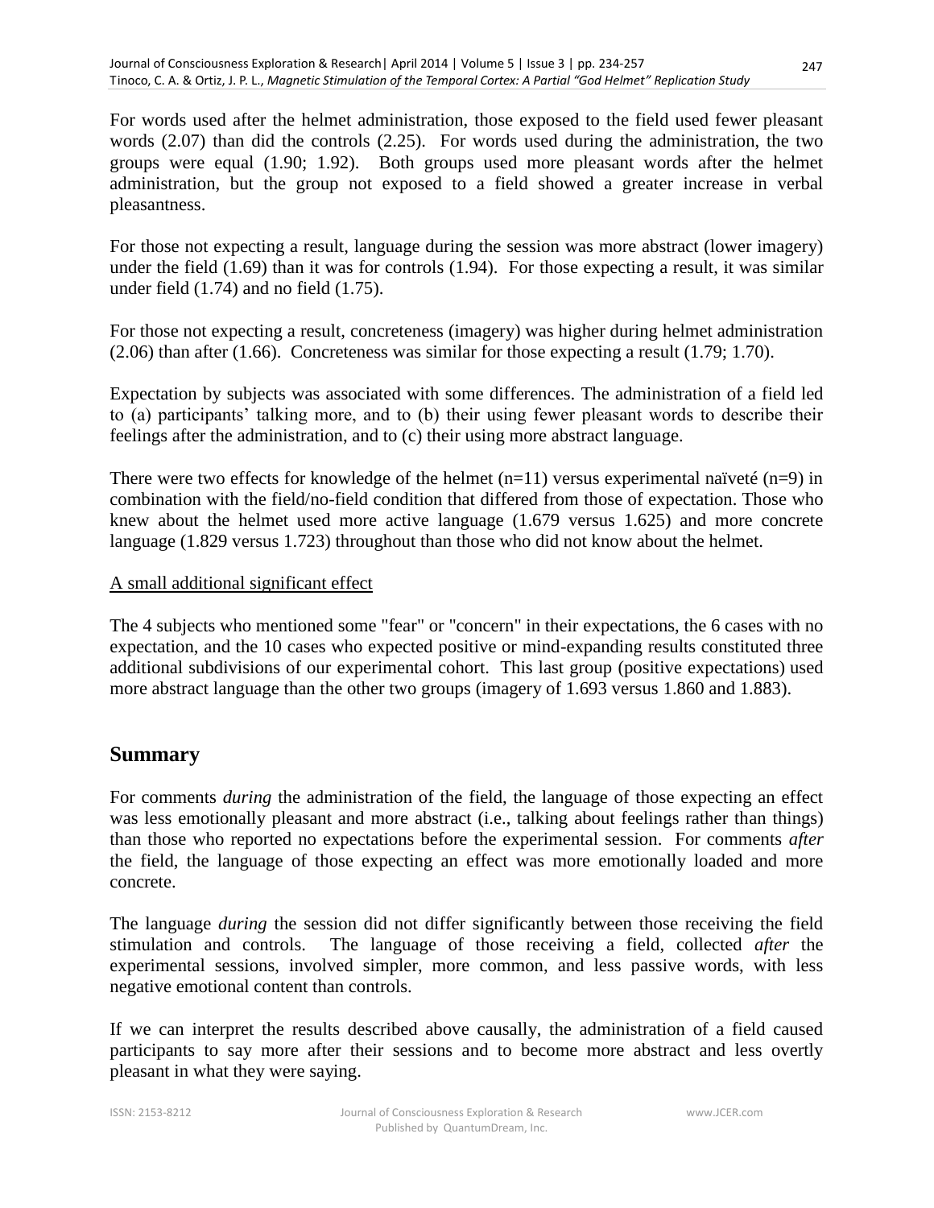For words used after the helmet administration, those exposed to the field used fewer pleasant words (2.07) than did the controls (2.25). For words used during the administration, the two groups were equal (1.90; 1.92). Both groups used more pleasant words after the helmet administration, but the group not exposed to a field showed a greater increase in verbal pleasantness.

For those not expecting a result, language during the session was more abstract (lower imagery) under the field (1.69) than it was for controls (1.94). For those expecting a result, it was similar under field (1.74) and no field (1.75).

For those not expecting a result, concreteness (imagery) was higher during helmet administration (2.06) than after (1.66). Concreteness was similar for those expecting a result (1.79; 1.70).

Expectation by subjects was associated with some differences. The administration of a field led to (a) participants' talking more, and to (b) their using fewer pleasant words to describe their feelings after the administration, and to (c) their using more abstract language.

There were two effects for knowledge of the helmet (n=11) versus experimental naïveté (n=9) in combination with the field/no-field condition that differed from those of expectation. Those who knew about the helmet used more active language (1.679 versus 1.625) and more concrete language (1.829 versus 1.723) throughout than those who did not know about the helmet.

A small additional significant effect

The 4 subjects who mentioned some "fear" or "concern" in their expectations, the 6 cases with no expectation, and the 10 cases who expected positive or mind-expanding results constituted three additional subdivisions of our experimental cohort. This last group (positive expectations) used more abstract language than the other two groups (imagery of 1.693 versus 1.860 and 1.883).

## Summary

For comments *during* the administration of the field, the language of those expecting an effect was less emotionally pleasant and more abstract (i.e., talking about feelings rather than things) than those who reported no expectations before the experimental session. For comments *after* the field, the language of those expecting an effect was more emotionally loaded and more concrete.

The language *during* the session did not differ significantly between those receiving the field stimulation and controls. The language of those receiving a field, collected *after* the experimental sessions, involved simpler, more common, and less passive words, with less negative emotional content than controls.

If we can interpret the results described above causally, the administration of a field caused participants to say more after their sessions and to become more abstract and less overtly pleasant in what they were saying.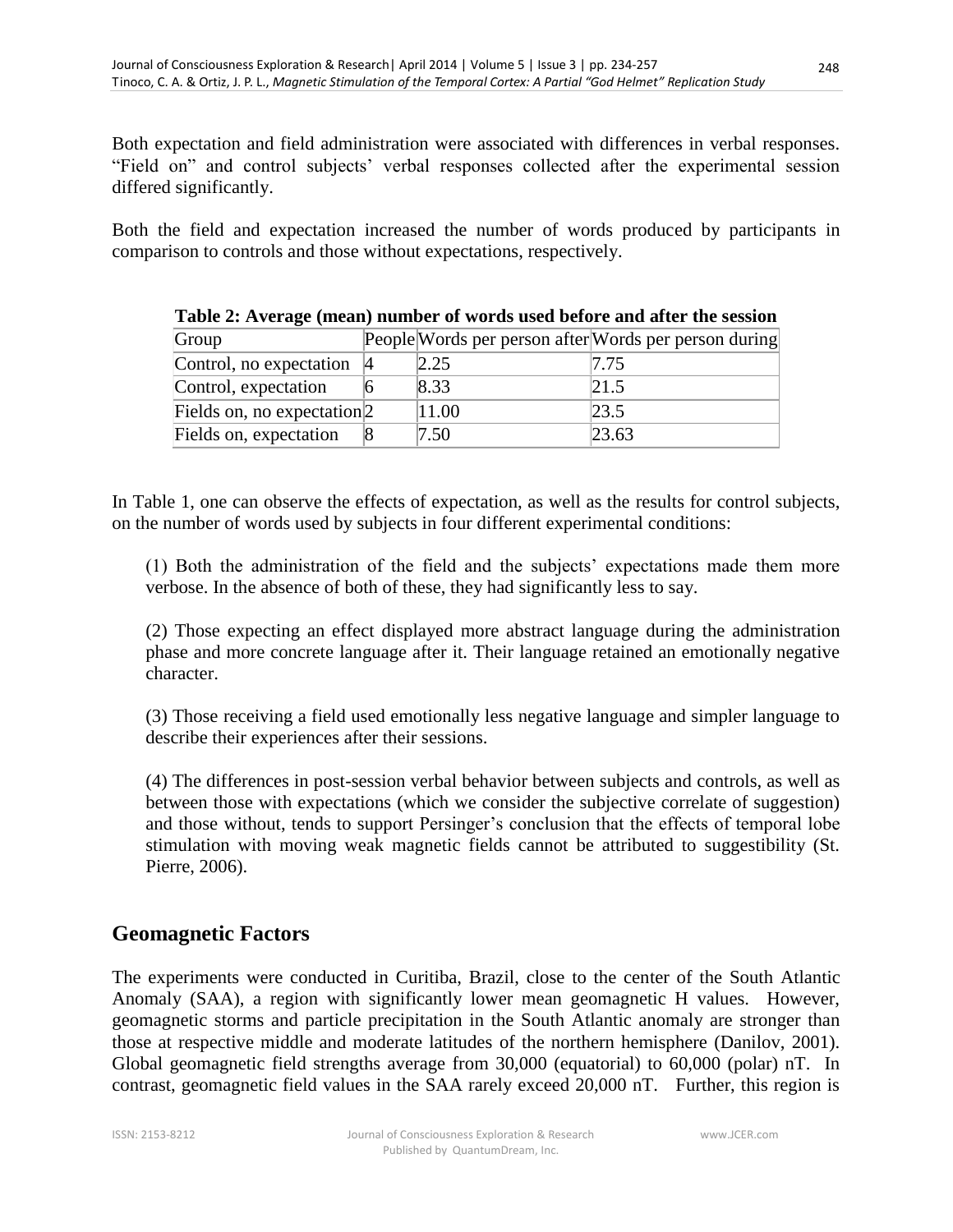Both expectation and field administration were associated with differences in verbal responses. "Field on" and control subjects' verbal responses collected after the experimental session differed significantly.

Both the field and expectation increased the number of words produced by participants in comparison to controls and those without expectations, respectively.

**Table 2: Average (mean) number of words used before and after the session**

| Group | People | Words per person after | Words per person during |
|---|---|---|---|
| Control, no expectation | 4 | 2.25 | 7.75 |
| Control, expectation | 6 | 8.33 | 21.5 |
| Fields on, no expectation | 2 | 11.00 | 23.5 |
| Fields on, expectation | 8 | 7.50 | 23.63 |

In Table 1, one can observe the effects of expectation, as well as the results for control subjects, on the number of words used by subjects in four different experimental conditions:

(1) Both the administration of the field and the subjects' expectations made them more verbose. In the absence of both of these, they had significantly less to say.

(2) Those expecting an effect displayed more abstract language during the administration phase and more concrete language after it. Their language retained an emotionally negative character.

(3) Those receiving a field used emotionally less negative language and simpler language to describe their experiences after their sessions.

(4) The differences in post-session verbal behavior between subjects and controls, as well as between those with expectations (which we consider the subjective correlate of suggestion) and those without, tends to support Persinger's conclusion that the effects of temporal lobe stimulation with moving weak magnetic fields cannot be attributed to suggestibility (St. Pierre, 2006).

## Geomagnetic Factors

The experiments were conducted in Curitiba, Brazil, close to the center of the South Atlantic Anomaly (SAA), a region with significantly lower mean geomagnetic H values. However, geomagnetic storms and particle precipitation in the South Atlantic anomaly are stronger than those at respective middle and moderate latitudes of the northern hemisphere (Danilov, 2001). Global geomagnetic field strengths average from 30,000 (equatorial) to 60,000 (polar) nT. In contrast, geomagnetic field values in the SAA rarely exceed 20,000 nT. Further, this region is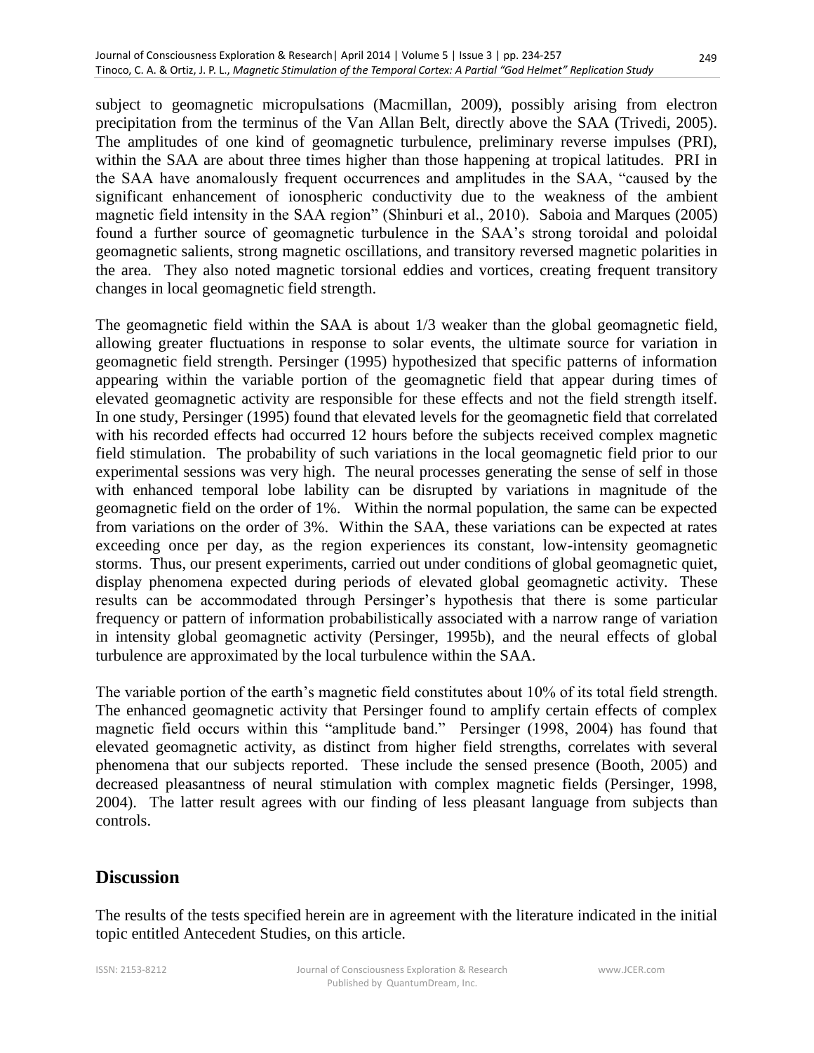subject to geomagnetic micropulsations (Macmillan, 2009), possibly arising from electron precipitation from the terminus of the Van Allan Belt, directly above the SAA (Trivedi, 2005). The amplitudes of one kind of geomagnetic turbulence, preliminary reverse impulses (PRI), within the SAA are about three times higher than those happening at tropical latitudes. PRI in the SAA have anomalously frequent occurrences and amplitudes in the SAA, "caused by the significant enhancement of ionospheric conductivity due to the weakness of the ambient magnetic field intensity in the SAA region" (Shinburi et al., 2010). Saboia and Marques (2005) found a further source of geomagnetic turbulence in the SAA's strong toroidal and poloidal geomagnetic salients, strong magnetic oscillations, and transitory reversed magnetic polarities in the area. They also noted magnetic torsional eddies and vortices, creating frequent transitory changes in local geomagnetic field strength.

The geomagnetic field within the SAA is about 1/3 weaker than the global geomagnetic field, allowing greater fluctuations in response to solar events, the ultimate source for variation in geomagnetic field strength. Persinger (1995) hypothesized that specific patterns of information appearing within the variable portion of the geomagnetic field that appear during times of elevated geomagnetic activity are responsible for these effects and not the field strength itself. In one study, Persinger (1995) found that elevated levels for the geomagnetic field that correlated with his recorded effects had occurred 12 hours before the subjects received complex magnetic field stimulation. The probability of such variations in the local geomagnetic field prior to our experimental sessions was very high. The neural processes generating the sense of self in those with enhanced temporal lobe lability can be disrupted by variations in magnitude of the geomagnetic field on the order of 1%. Within the normal population, the same can be expected from variations on the order of 3%. Within the SAA, these variations can be expected at rates exceeding once per day, as the region experiences its constant, low-intensity geomagnetic storms. Thus, our present experiments, carried out under conditions of global geomagnetic quiet, display phenomena expected during periods of elevated global geomagnetic activity. These results can be accommodated through Persinger's hypothesis that there is some particular frequency or pattern of information probabilistically associated with a narrow range of variation in intensity global geomagnetic activity (Persinger, 1995b), and the neural effects of global turbulence are approximated by the local turbulence within the SAA.

The variable portion of the earth's magnetic field constitutes about 10% of its total field strength. The enhanced geomagnetic activity that Persinger found to amplify certain effects of complex magnetic field occurs within this "amplitude band." Persinger (1998, 2004) has found that elevated geomagnetic activity, as distinct from higher field strengths, correlates with several phenomena that our subjects reported. These include the sensed presence (Booth, 2005) and decreased pleasantness of neural stimulation with complex magnetic fields (Persinger, 1998, 2004). The latter result agrees with our finding of less pleasant language from subjects than controls.

## Discussion

The results of the tests specified herein are in agreement with the literature indicated in the initial topic entitled Antecedent Studies, on this article.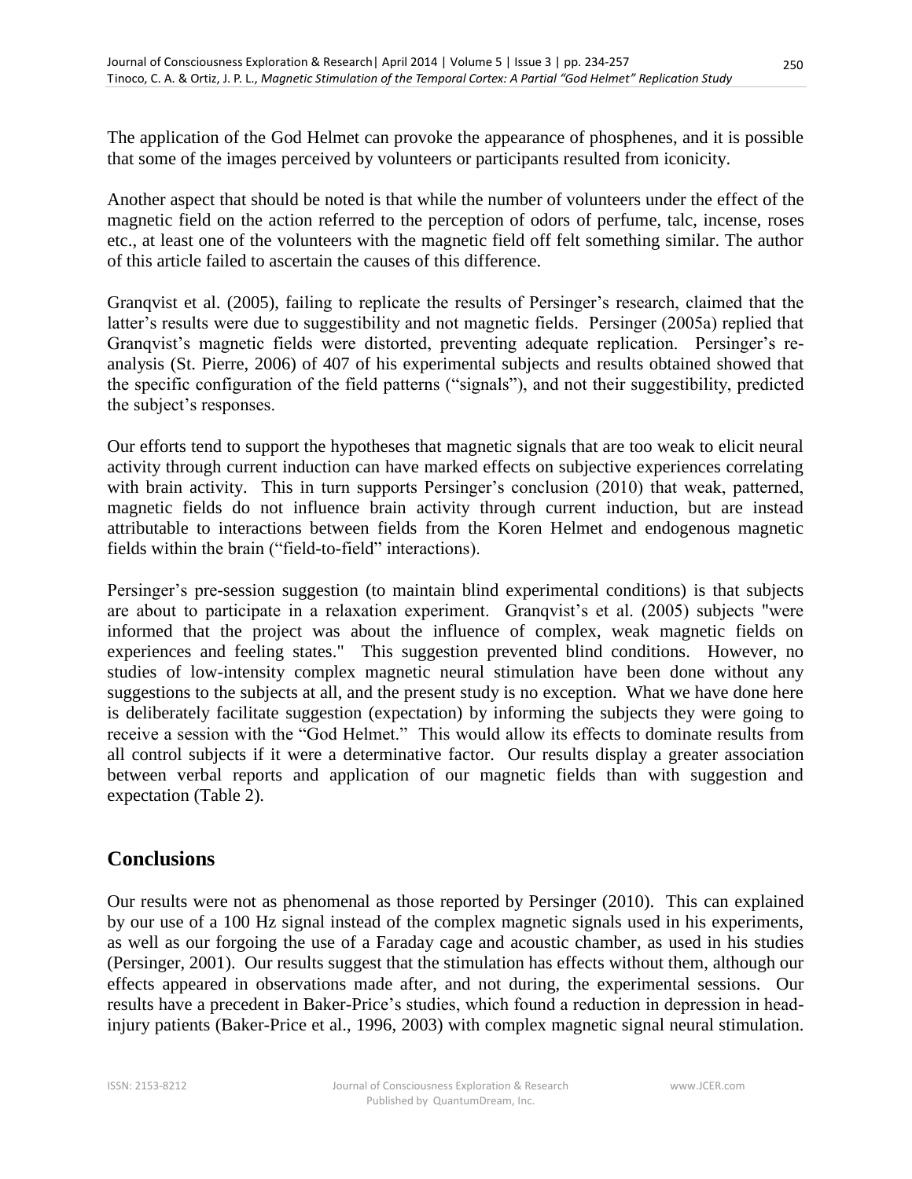The application of the God Helmet can provoke the appearance of phosphenes, and it is possible that some of the images perceived by volunteers or participants resulted from iconicity.

Another aspect that should be noted is that while the number of volunteers under the effect of the magnetic field on the action referred to the perception of odors of perfume, talc, incense, roses etc., at least one of the volunteers with the magnetic field off felt something similar. The author of this article failed to ascertain the causes of this difference.

Granqvist et al. (2005), failing to replicate the results of Persinger's research, claimed that the latter's results were due to suggestibility and not magnetic fields. Persinger (2005a) replied that Granqvist's magnetic fields were distorted, preventing adequate replication. Persinger's re-analysis (St. Pierre, 2006) of 407 of his experimental subjects and results obtained showed that the specific configuration of the field patterns ("signals"), and not their suggestibility, predicted the subject's responses.

Our efforts tend to support the hypotheses that magnetic signals that are too weak to elicit neural activity through current induction can have marked effects on subjective experiences correlating with brain activity. This in turn supports Persinger's conclusion (2010) that weak, patterned, magnetic fields do not influence brain activity through current induction, but are instead attributable to interactions between fields from the Koren Helmet and endogenous magnetic fields within the brain ("field-to-field" interactions).

Persinger's pre-session suggestion (to maintain blind experimental conditions) is that subjects are about to participate in a relaxation experiment. Granqvist's et al. (2005) subjects "were informed that the project was about the influence of complex, weak magnetic fields on experiences and feeling states." This suggestion prevented blind conditions. However, no studies of low-intensity complex magnetic neural stimulation have been done without any suggestions to the subjects at all, and the present study is no exception. What we have done here is deliberately facilitate suggestion (expectation) by informing the subjects they were going to receive a session with the "God Helmet." This would allow its effects to dominate results from all control subjects if it were a determinative factor. Our results display a greater association between verbal reports and application of our magnetic fields than with suggestion and expectation (Table 2).

## Conclusions

Our results were not as phenomenal as those reported by Persinger (2010). This can explained by our use of a 100 Hz signal instead of the complex magnetic signals used in his experiments, as well as our forgoing the use of a Faraday cage and acoustic chamber, as used in his studies (Persinger, 2001). Our results suggest that the stimulation has effects without them, although our effects appeared in observations made after, and not during, the experimental sessions. Our results have a precedent in Baker-Price's studies, which found a reduction in depression in head-injury patients (Baker-Price et al., 1996, 2003) with complex magnetic signal neural stimulation.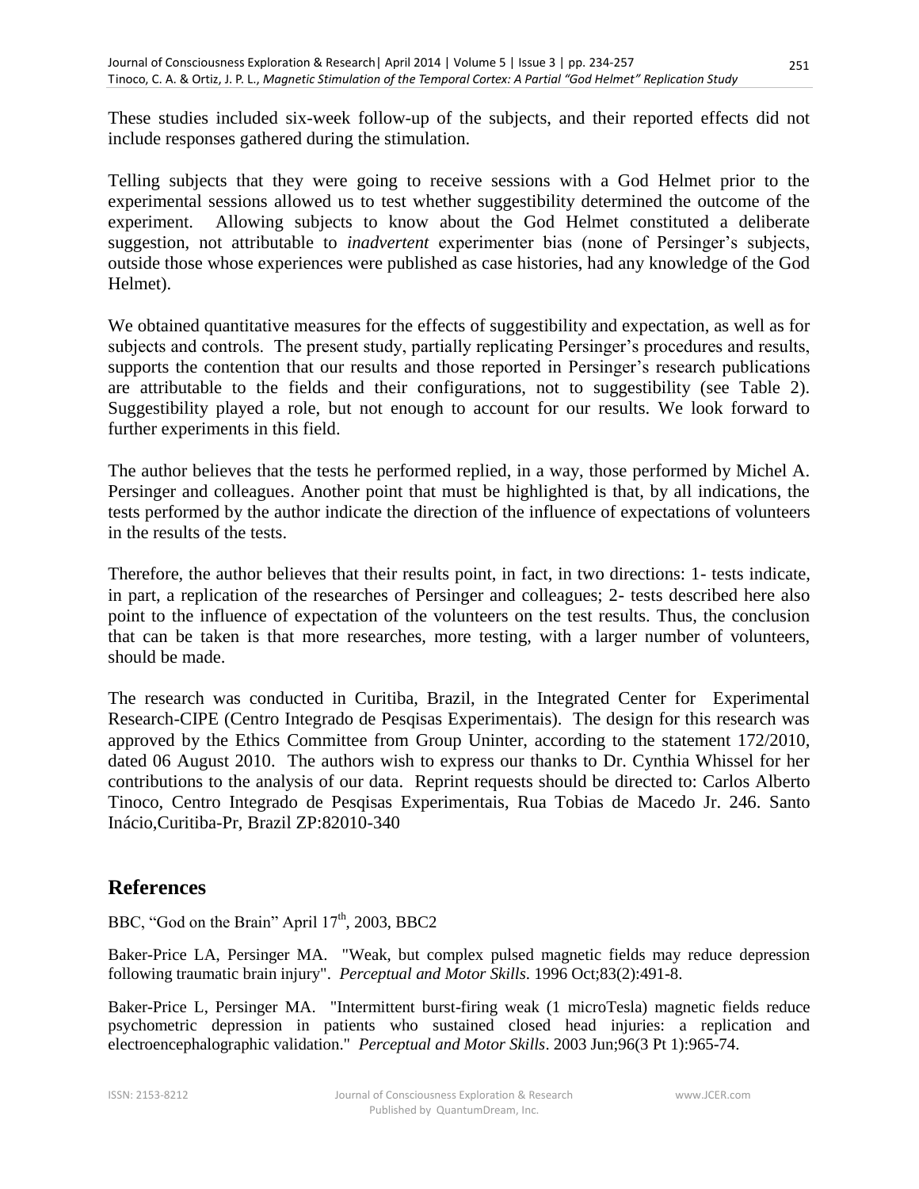These studies included six-week follow-up of the subjects, and their reported effects did not include responses gathered during the stimulation.

Telling subjects that they were going to receive sessions with a God Helmet prior to the experimental sessions allowed us to test whether suggestibility determined the outcome of the experiment. Allowing subjects to know about the God Helmet constituted a deliberate suggestion, not attributable to *inadvertent* experimenter bias (none of Persinger's subjects, outside those whose experiences were published as case histories, had any knowledge of the God Helmet).

We obtained quantitative measures for the effects of suggestibility and expectation, as well as for subjects and controls. The present study, partially replicating Persinger's procedures and results, supports the contention that our results and those reported in Persinger's research publications are attributable to the fields and their configurations, not to suggestibility (see Table 2). Suggestibility played a role, but not enough to account for our results. We look forward to further experiments in this field.

The author believes that the tests he performed replied, in a way, those performed by Michel A. Persinger and colleagues. Another point that must be highlighted is that, by all indications, the tests performed by the author indicate the direction of the influence of expectations of volunteers in the results of the tests.

Therefore, the author believes that their results point, in fact, in two directions: 1- tests indicate, in part, a replication of the researches of Persinger and colleagues; 2- tests described here also point to the influence of expectation of the volunteers on the test results. Thus, the conclusion that can be taken is that more researches, more testing, with a larger number of volunteers, should be made.

The research was conducted in Curitiba, Brazil, in the Integrated Center for Experimental Research-CIPE (Centro Integrado de Pesqisas Experimentais). The design for this research was approved by the Ethics Committee from Group Uninter, according to the statement 172/2010, dated 06 August 2010. The authors wish to express our thanks to Dr. Cynthia Whissel for her contributions to the analysis of our data. Reprint requests should be directed to: Carlos Alberto Tinoco, Centro Integrado de Pesqisas Experimentais, Rua Tobias de Macedo Jr. 246. Santo Inácio,Curitiba-Pr, Brazil ZP:82010-340

## References

BBC, "God on the Brain" April 17th, 2003, BBC2

Baker-Price LA, Persinger MA. "Weak, but complex pulsed magnetic fields may reduce depression following traumatic brain injury". *Perceptual and Motor Skills*. 1996 Oct;83(2):491-8.

Baker-Price L, Persinger MA. "Intermittent burst-firing weak (1 microTesla) magnetic fields reduce psychometric depression in patients who sustained closed head injuries: a replication and electroencephalographic validation." *Perceptual and Motor Skills*. 2003 Jun;96(3 Pt 1):965-74.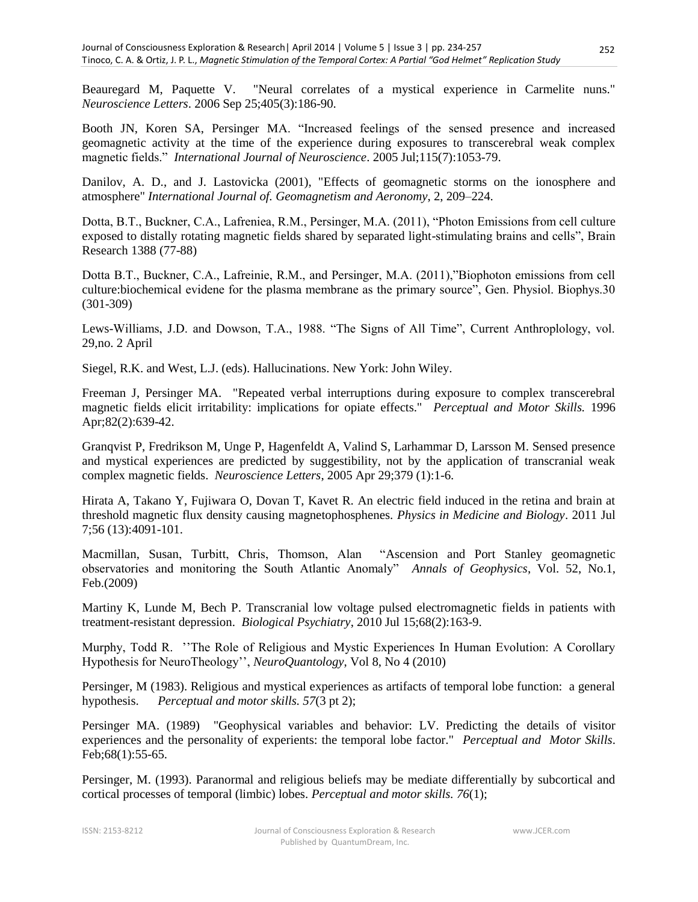Beauregard M, Paquette V. "Neural correlates of a mystical experience in Carmelite nuns." *Neuroscience Letters*. 2006 Sep 25;405(3):186-90.

Booth JN, Koren SA, Persinger MA. "Increased feelings of the sensed presence and increased geomagnetic activity at the time of the experience during exposures to transcerebral weak complex magnetic fields." *International Journal of Neuroscience*. 2005 Jul;115(7):1053-79.

Danilov, A. D., and J. Lastovicka (2001), "Effects of geomagnetic storms on the ionosphere and atmosphere" *International Journal of. Geomagnetism and Aeronomy*, 2, 209–224.

Dotta, B.T., Buckner, C.A., Lafreniea, R.M., Persinger, M.A. (2011), "Photon Emissions from cell culture exposed to distally rotating magnetic fields shared by separated light-stimulating brains and cells", Brain Research 1388 (77-88)

Dotta B.T., Buckner, C.A., Lafreinie, R.M., and Persinger, M.A. (2011),"Biophoton emissions from cell culture:biochemical evidene for the plasma membrane as the primary source", Gen. Physiol. Biophys.30 (301-309)

Lews-Williams, J.D. and Dowson, T.A., 1988. "The Signs of All Time", Current Anthroplology, vol. 29,no. 2 April

Siegel, R.K. and West, L.J. (eds). Hallucinations. New York: John Wiley.

Freeman J, Persinger MA. "Repeated verbal interruptions during exposure to complex transcerebral magnetic fields elicit irritability: implications for opiate effects." *Perceptual and Motor Skills.* 1996 Apr;82(2):639-42.

Granqvist P, Fredrikson M, Unge P, Hagenfeldt A, Valind S, Larhammar D, Larsson M. Sensed presence and mystical experiences are predicted by suggestibility, not by the application of transcranial weak complex magnetic fields. *Neuroscience Letters*, 2005 Apr 29;379 (1):1-6.

Hirata A, Takano Y, Fujiwara O, Dovan T, Kavet R. An electric field induced in the retina and brain at threshold magnetic flux density causing magnetophosphenes. *Physics in Medicine and Biology*. 2011 Jul 7;56 (13):4091-101.

Macmillan, Susan, Turbitt, Chris, Thomson, Alan "Ascension and Port Stanley geomagnetic observatories and monitoring the South Atlantic Anomaly" *Annals of Geophysics*, Vol. 52, No.1, Feb.(2009)

Martiny K, Lunde M, Bech P. Transcranial low voltage pulsed electromagnetic fields in patients with treatment-resistant depression. *Biological Psychiatry*, 2010 Jul 15;68(2):163-9.

Murphy, Todd R. ''The Role of Religious and Mystic Experiences In Human Evolution: A Corollary Hypothesis for NeuroTheology'', *NeuroQuantology*, Vol 8, No 4 (2010)

Persinger, M (1983). Religious and mystical experiences as artifacts of temporal lobe function: a general hypothesis. *Perceptual and motor skills. 57*(3 pt 2);

Persinger MA. (1989) "Geophysical variables and behavior: LV. Predicting the details of visitor experiences and the personality of experients: the temporal lobe factor." *Perceptual and Motor Skills*. Feb;68(1):55-65.

Persinger, M. (1993). Paranormal and religious beliefs may be mediate differentially by subcortical and cortical processes of temporal (limbic) lobes. *Perceptual and motor skills. 76*(1);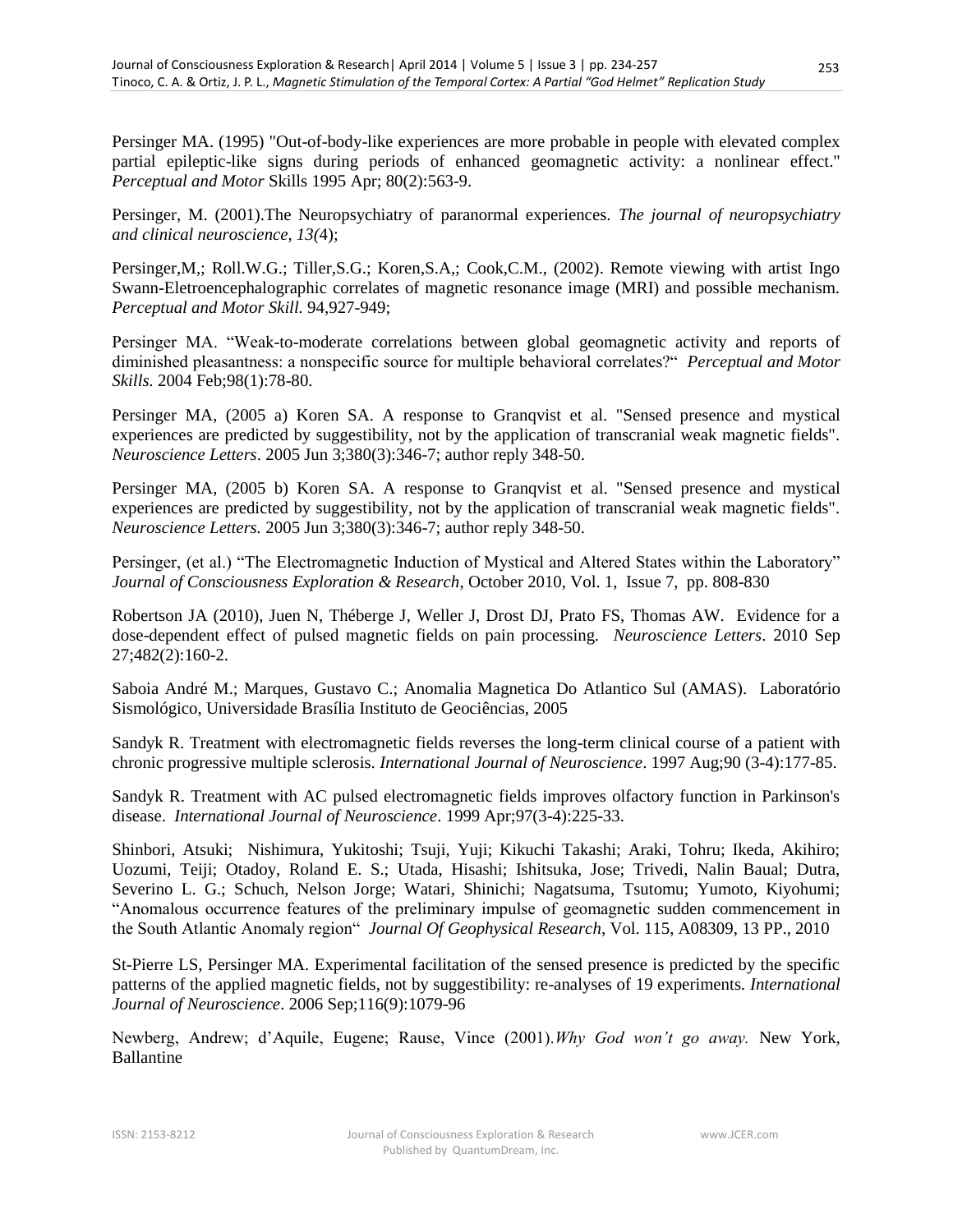Persinger MA. (1995) "Out-of-body-like experiences are more probable in people with elevated complex partial epileptic-like signs during periods of enhanced geomagnetic activity: a nonlinear effect." *Perceptual and Motor* Skills 1995 Apr; 80(2):563-9.

Persinger, M. (2001).The Neuropsychiatry of paranormal experiences. *The journal of neuropsychiatry and clinical neuroscience, 13(*4);

Persinger,M,; Roll.W.G.; Tiller,S.G.; Koren,S.A,; Cook,C.M., (2002). Remote viewing with artist Ingo Swann-Eletroencephalographic correlates of magnetic resonance image (MRI) and possible mechanism. *Perceptual and Motor Skill.* 94,927-949;

Persinger MA. "Weak-to-moderate correlations between global geomagnetic activity and reports of diminished pleasantness: a nonspecific source for multiple behavioral correlates?" *Perceptual and Motor Skills.* 2004 Feb;98(1):78-80.

Persinger MA, (2005 a) Koren SA. A response to Granqvist et al. "Sensed presence and mystical experiences are predicted by suggestibility, not by the application of transcranial weak magnetic fields". *Neuroscience Letters*. 2005 Jun 3;380(3):346-7; author reply 348-50.

Persinger MA, (2005 b) Koren SA. A response to Granqvist et al. "Sensed presence and mystical experiences are predicted by suggestibility, not by the application of transcranial weak magnetic fields". *Neuroscience Letters.* 2005 Jun 3;380(3):346-7; author reply 348-50.

Persinger, (et al.) "The Electromagnetic Induction of Mystical and Altered States within the Laboratory" *Journal of Consciousness Exploration & Research*, October 2010, Vol. 1, Issue 7, pp. 808-830

Robertson JA (2010), Juen N, Théberge J, Weller J, Drost DJ, Prato FS, Thomas AW. Evidence for a dose-dependent effect of pulsed magnetic fields on pain processing. *Neuroscience Letters*. 2010 Sep 27;482(2):160-2.

Saboia André M.; Marques, Gustavo C.; Anomalia Magnetica Do Atlantico Sul (AMAS). Laboratório Sismológico, Universidade Brasília Instituto de Geociências, 2005

Sandyk R. Treatment with electromagnetic fields reverses the long-term clinical course of a patient with chronic progressive multiple sclerosis. *International Journal of Neuroscience*. 1997 Aug;90 (3-4):177-85.

Sandyk R. Treatment with AC pulsed electromagnetic fields improves olfactory function in Parkinson's disease. *International Journal of Neuroscience*. 1999 Apr;97(3-4):225-33.

Shinbori, Atsuki; Nishimura, Yukitoshi; Tsuji, Yuji; Kikuchi Takashi; Araki, Tohru; Ikeda, Akihiro; Uozumi, Teiji; Otadoy, Roland E. S.; Utada, Hisashi; Ishitsuka, Jose; Trivedi, Nalin Baual; Dutra, Severino L. G.; Schuch, Nelson Jorge; Watari, Shinichi; Nagatsuma, Tsutomu; Yumoto, Kiyohumi; "Anomalous occurrence features of the preliminary impulse of geomagnetic sudden commencement in the South Atlantic Anomaly region" *Journal Of Geophysical Research*, Vol. 115, A08309, 13 PP., 2010

St-Pierre LS, Persinger MA. Experimental facilitation of the sensed presence is predicted by the specific patterns of the applied magnetic fields, not by suggestibility: re-analyses of 19 experiments. *International Journal of Neuroscience*. 2006 Sep;116(9):1079-96

Newberg, Andrew; d'Aquile, Eugene; Rause, Vince (2001).*Why God won't go away.* New York, Ballantine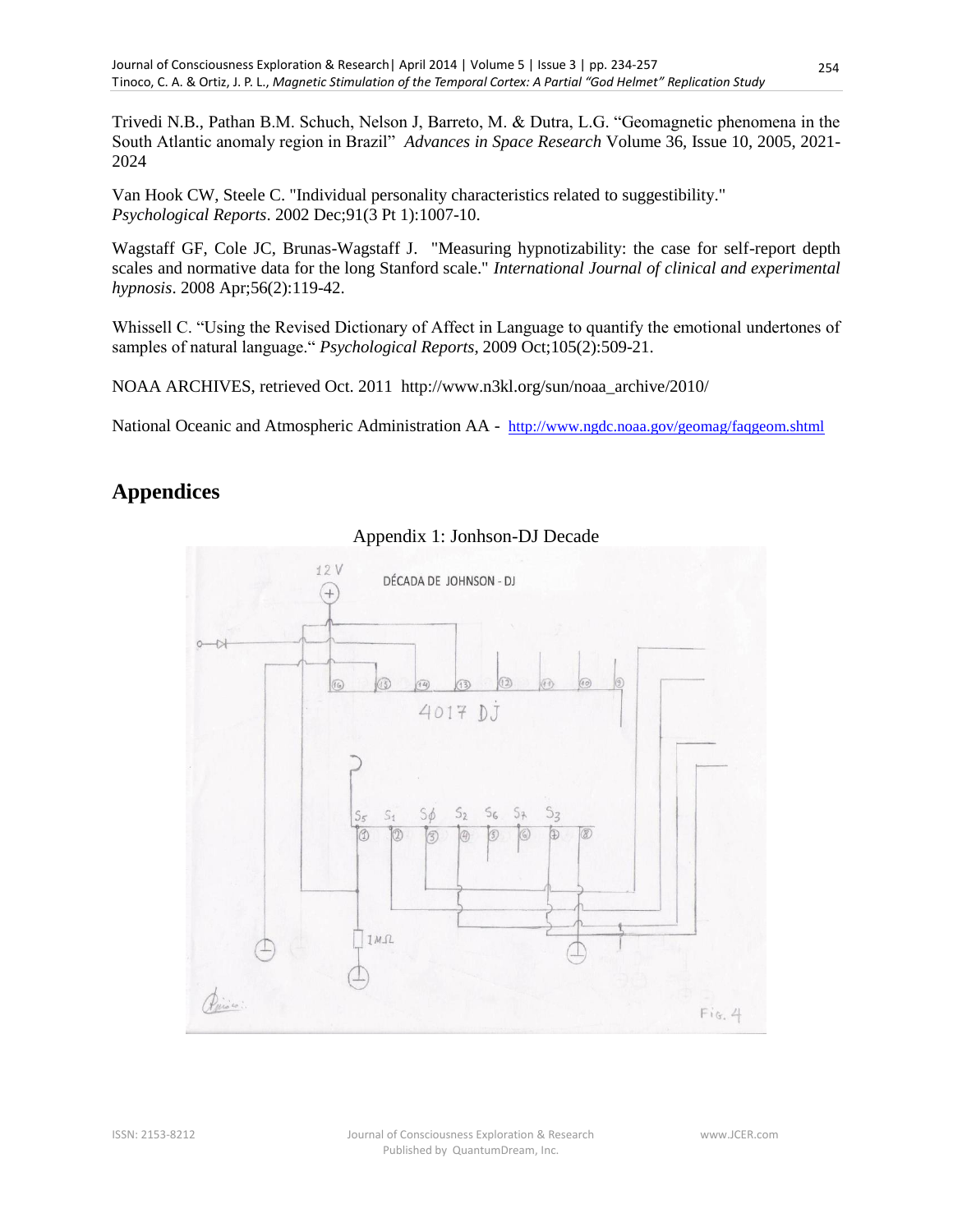Trivedi N.B., Pathan B.M. Schuch, Nelson J, Barreto, M. & Dutra, L.G. "Geomagnetic phenomena in the South Atlantic anomaly region in Brazil" *Advances in Space Research* Volume 36, Issue 10, 2005, 2021-2024

Van Hook CW, Steele C. "Individual personality characteristics related to suggestibility." *Psychological Reports*. 2002 Dec;91(3 Pt 1):1007-10.

Wagstaff GF, Cole JC, Brunas-Wagstaff J. "Measuring hypnotizability: the case for self-report depth scales and normative data for the long Stanford scale." *International Journal of clinical and experimental hypnosis*. 2008 Apr;56(2):119-42.

Whissell C. "Using the Revised Dictionary of Affect in Language to quantify the emotional undertones of samples of natural language." *Psychological Reports*, 2009 Oct;105(2):509-21.

NOAA ARCHIVES, retrieved Oct. 2011 http://www.n3kl.org/sun/noaa_archive/2010/

National Oceanic and Atmospheric Administration AA - http://www.ngdc.noaa.gov/geomag/faqgeom.shtml

# Appendices

Appendix 1: Jonhson-DJ Decade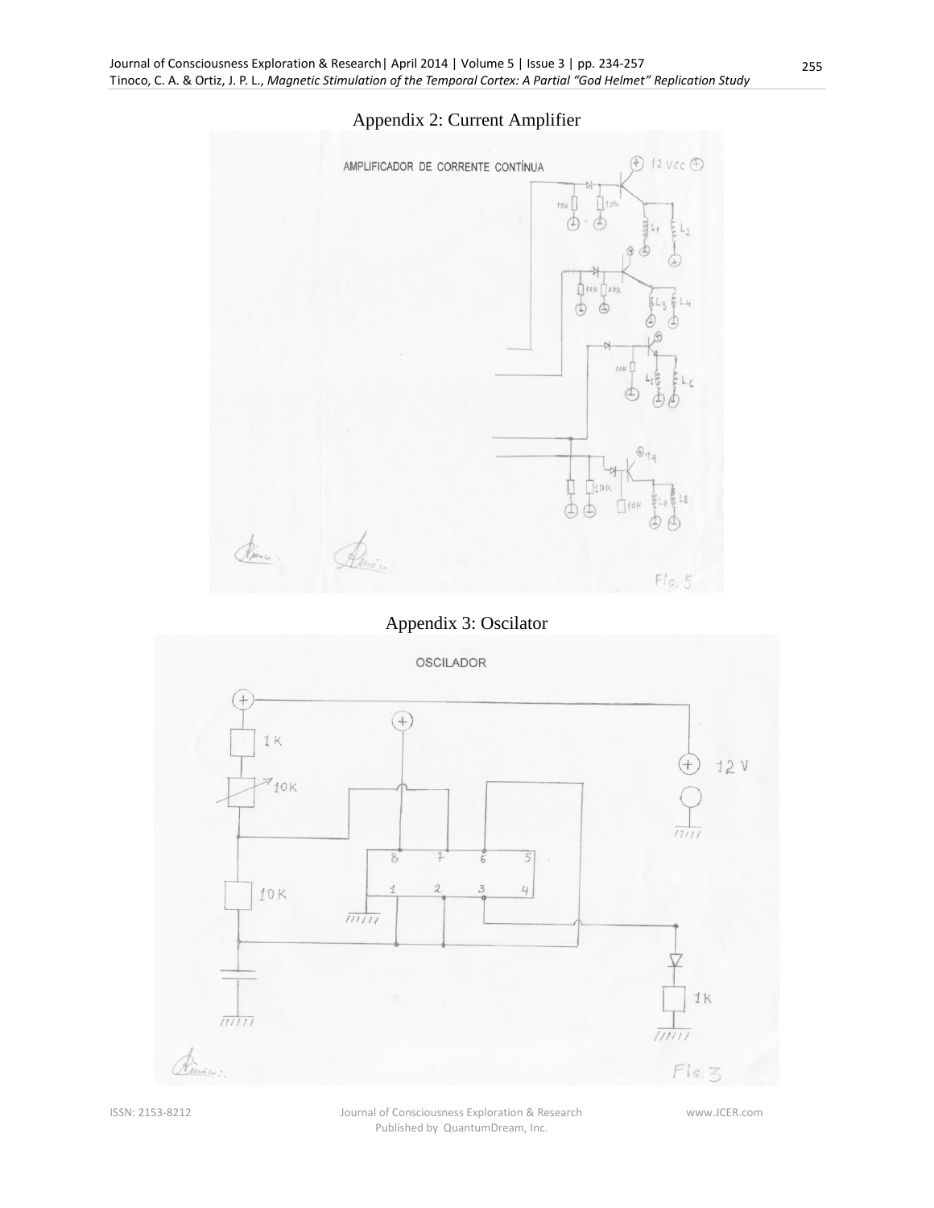## Appendix 2: Current Amplifier

AMPLIFICADOR DE CORRENTE CONTÍNUA

Fig. 5

## Appendix 3: Oscilator

OSCILADOR

Fig. 3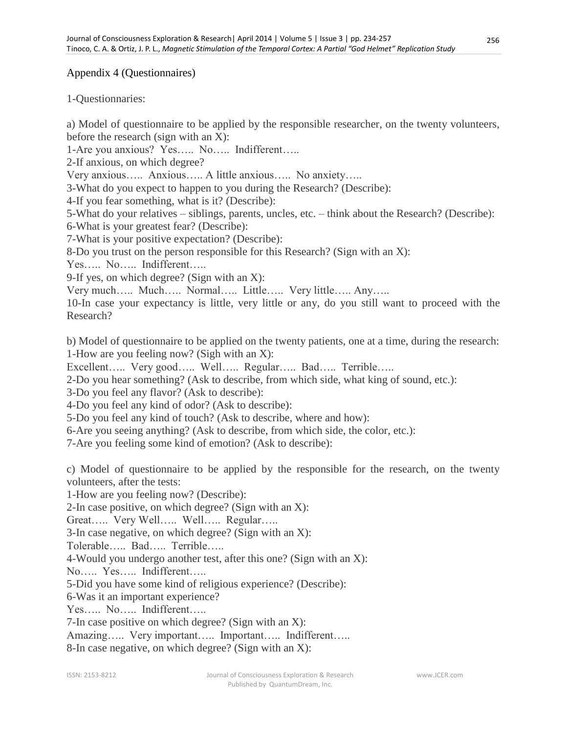## Appendix 4 (Questionnaires)

1-Questionnaries:

a) Model of questionnaire to be applied by the responsible researcher, on the twenty volunteers, before the research (sign with an X):

1-Are you anxious? Yes….. No….. Indifferent…..

2-If anxious, on which degree?

Very anxious….. Anxious….. A little anxious….. No anxiety…..

3-What do you expect to happen to you during the Research? (Describe):

4-If you fear something, what is it? (Describe):

5-What do your relatives – siblings, parents, uncles, etc. – think about the Research? (Describe):

6-What is your greatest fear? (Describe):

7-What is your positive expectation? (Describe):

8-Do you trust on the person responsible for this Research? (Sign with an X):

Yes….. No….. Indifferent…..

9-If yes, on which degree? (Sign with an X):

Very much….. Much….. Normal….. Little….. Very little….. Any…..

10-In case your expectancy is little, very little or any, do you still want to proceed with the Research?

b) Model of questionnaire to be applied on the twenty patients, one at a time, during the research:

1-How are you feeling now? (Sigh with an X):

Excellent….. Very good….. Well….. Regular….. Bad….. Terrible…..

2-Do you hear something? (Ask to describe, from which side, what king of sound, etc.):

3-Do you feel any flavor? (Ask to describe):

4-Do you feel any kind of odor? (Ask to describe):

5-Do you feel any kind of touch? (Ask to describe, where and how):

6-Are you seeing anything? (Ask to describe, from which side, the color, etc.):

7-Are you feeling some kind of emotion? (Ask to describe):

c) Model of questionnaire to be applied by the responsible for the research, on the twenty volunteers, after the tests:

1-How are you feeling now? (Describe):

2-In case positive, on which degree? (Sign with an X):

Great….. Very Well….. Well….. Regular…..

3-In case negative, on which degree? (Sign with an X):

Tolerable….. Bad….. Terrible…..

4-Would you undergo another test, after this one? (Sign with an X):

No….. Yes….. Indifferent…..

5-Did you have some kind of religious experience? (Describe):

6-Was it an important experience?

Yes….. No….. Indifferent…..

7-In case positive on which degree? (Sign with an X):

Amazing….. Very important….. Important….. Indifferent…..

8-In case negative, on which degree? (Sign with an X):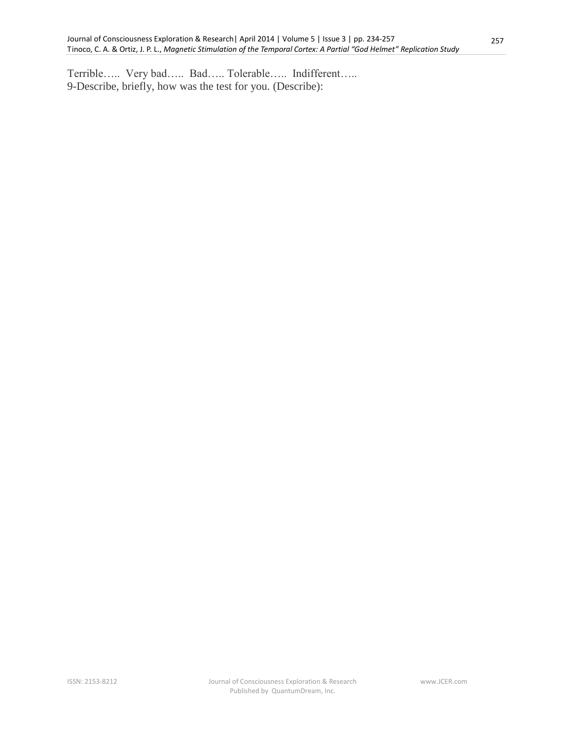Terrible….. Very bad….. Bad….. Tolerable….. Indifferent…..

9-Describe, briefly, how was the test for you. (Describe):